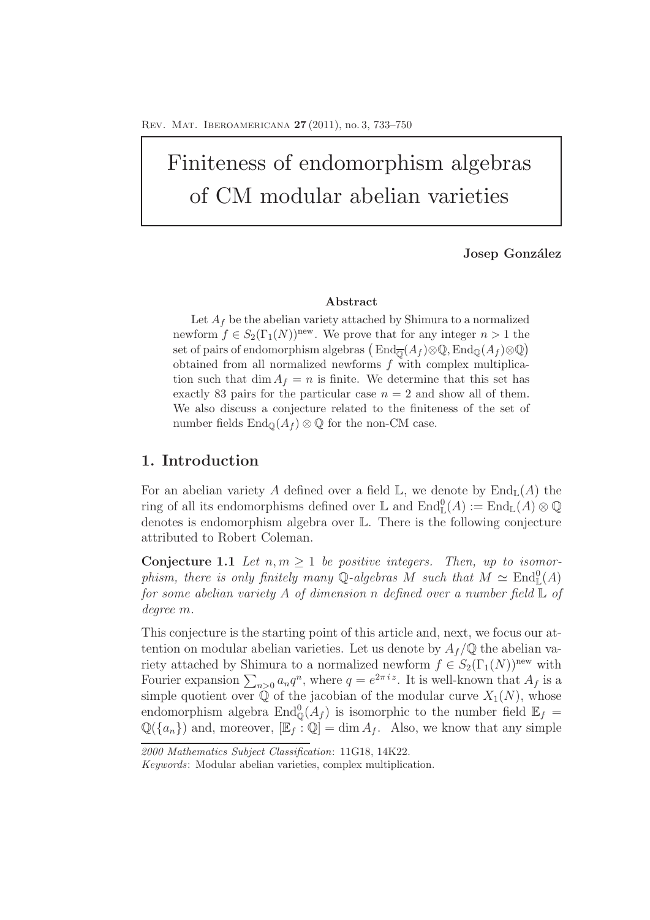# Finiteness of endomorphism algebras of CM modular abelian varieties

**Josep González**

**Abstract**

Let $A_f$ be the abelian variety attached by Shimura to a normalized newform $f \in S_2(\Gamma_1(N))^{\text{new}}$. We prove that for any integer $n > 1$ the set of pairs of endomorphism algebras $\left(\operatorname{End}_{\overline{\mathbb{Q}}}(A_f)\otimes\mathbb{Q}, \operatorname{End}_{\mathbb{Q}}(A_f)\otimes\mathbb{Q}\right)$ obtained from all normalized newforms $f$ with complex multiplication such that $\dim A_f = n$ is finite. We determine that this set has exactly 83 pairs for the particular case $n = 2$ and show all of them. We also discuss a conjecture related to the finiteness of the set of number fields $\operatorname{End}_{\mathbb{Q}}(A_f) \otimes \mathbb{Q}$ for the non-CM case.

## 1. Introduction

For an abelian variety $A$ defined over a field $\mathbb{L}$, we denote by $\operatorname{End}_{\mathbb{L}}(A)$ the ring of all its endomorphisms defined over $\mathbb{L}$ and $\operatorname{End}^0_{\mathbb{L}}(A) := \operatorname{End}_{\mathbb{L}}(A) \otimes \mathbb{Q}$ denotes is endomorphism algebra over $\mathbb{L}$. There is the following conjecture attributed to Robert Coleman.

**Conjecture 1.1** *Let $n, m \geq 1$ be positive integers. Then, up to isomorphism, there is only finitely many $\mathbb{Q}$-algebras $M$ such that $M \simeq \operatorname{End}^0_{\mathbb{L}}(A)$ for some abelian variety $A$ of dimension $n$ defined over a number field $\mathbb{L}$ of degree $m$.*

This conjecture is the starting point of this article and, next, we focus our attention on modular abelian varieties. Let us denote by $A_f/\mathbb{Q}$ the abelian variety attached by Shimura to a normalized newform $f \in S_2(\Gamma_1(N))^{\text{new}}$ with Fourier expansion $\sum_{n>0} a_n q^n$, where $q = e^{2\pi i z}$. It is well-known that $A_f$ is a simple quotient over $\mathbb{Q}$ of the jacobian of the modular curve $X_1(N)$, whose endomorphism algebra $\operatorname{End}^0_{\mathbb{Q}}(A_f)$ is isomorphic to the number field $\mathbb{E}_f = \mathbb{Q}(\{a_n\})$ and, moreover, $[\mathbb{E}_f : \mathbb{Q}] = \dim A_f$. Also, we know that any simple

*2000 Mathematics Subject Classification*: 11G18, 14K22.

*Keywords*: Modular abelian varieties, complex multiplication.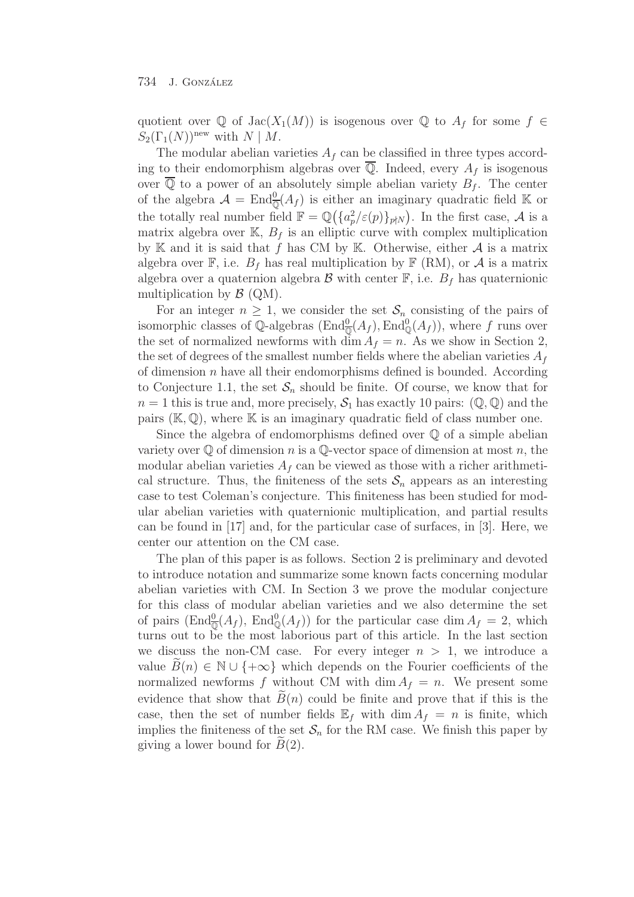quotient over $\mathbb{Q}$ of $\mathrm{Jac}(X_1(M))$ is isogenous over $\mathbb{Q}$ to $A_f$ for some $f \in S_2(\Gamma_1(N))^{\mathrm{new}}$ with $N \mid M$.

The modular abelian varieties $A_f$ can be classified in three types according to their endomorphism algebras over $\overline{\mathbb{Q}}$. Indeed, every $A_f$ is isogenous over $\overline{\mathbb{Q}}$ to a power of an absolutely simple abelian variety $B_f$. The center of the algebra $\mathcal{A} = \mathrm{End}^0_{\overline{\mathbb{Q}}}(A_f)$ is either an imaginary quadratic field $\mathbb{K}$ or the totally real number field $\mathbb{F} = \mathbb{Q}\big(\{a_p^2/\varepsilon(p)\}_{p\nmid N}\big)$. In the first case, $\mathcal{A}$ is a matrix algebra over $\mathbb{K}$, $B_f$ is an elliptic curve with complex multiplication by $\mathbb{K}$ and it is said that $f$ has CM by $\mathbb{K}$. Otherwise, either $\mathcal{A}$ is a matrix algebra over $\mathbb{F}$, i.e. $B_f$ has real multiplication by $\mathbb{F}$ (RM), or $\mathcal{A}$ is a matrix algebra over a quaternion algebra $\mathcal{B}$ with center $\mathbb{F}$, i.e. $B_f$ has quaternionic multiplication by $\mathcal{B}$ (QM).

For an integer $n \geq 1$, we consider the set $\mathcal{S}_n$ consisting of the pairs of isomorphic classes of $\mathbb{Q}$-algebras $(\mathrm{End}^0_{\overline{\mathbb{Q}}}(A_f), \mathrm{End}^0_{\mathbb{Q}}(A_f))$, where $f$ runs over the set of normalized newforms with $\dim A_f = n$. As we show in Section 2, the set of degrees of the smallest number fields where the abelian varieties $A_f$ of dimension $n$ have all their endomorphisms defined is bounded. According to Conjecture 1.1, the set $\mathcal{S}_n$ should be finite. Of course, we know that for $n = 1$ this is true and, more precisely, $\mathcal{S}_1$ has exactly 10 pairs: $(\mathbb{Q}, \mathbb{Q})$ and the pairs $(\mathbb{K}, \mathbb{Q})$, where $\mathbb{K}$ is an imaginary quadratic field of class number one.

Since the algebra of endomorphisms defined over $\mathbb{Q}$ of a simple abelian variety over $\mathbb{Q}$ of dimension $n$ is a $\mathbb{Q}$-vector space of dimension at most $n$, the modular abelian varieties $A_f$ can be viewed as those with a richer arithmetical structure. Thus, the finiteness of the sets $\mathcal{S}_n$ appears as an interesting case to test Coleman's conjecture. This finiteness has been studied for modular abelian varieties with quaternionic multiplication, and partial results can be found in [17] and, for the particular case of surfaces, in [3]. Here, we center our attention on the CM case.

The plan of this paper is as follows. Section 2 is preliminary and devoted to introduce notation and summarize some known facts concerning modular abelian varieties with CM. In Section 3 we prove the modular conjecture for this class of modular abelian varieties and we also determine the set of pairs $(\mathrm{End}^0_{\overline{\mathbb{Q}}}(A_f),\ \mathrm{End}^0_{\mathbb{Q}}(A_f))$ for the particular case $\dim A_f = 2$, which turns out to be the most laborious part of this article. In the last section we discuss the non-CM case. For every integer $n > 1$, we introduce a value $\widetilde{B}(n) \in \mathbb{N} \cup \{+\infty\}$ which depends on the Fourier coefficients of the normalized newforms $f$ without CM with $\dim A_f = n$. We present some evidence that show that $\widetilde{B}(n)$ could be finite and prove that if this is the case, then the set of number fields $\mathbb{E}_f$ with $\dim A_f = n$ is finite, which implies the finiteness of the set $\mathcal{S}_n$ for the RM case. We finish this paper by giving a lower bound for $\widetilde{B}(2)$.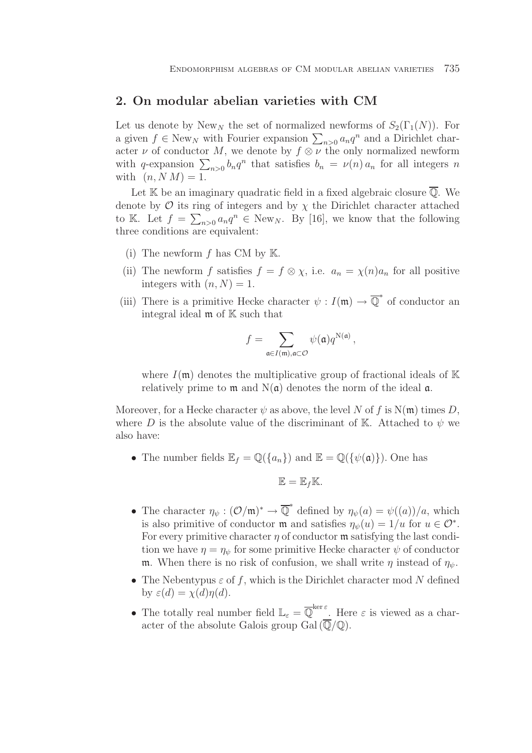## 2. On modular abelian varieties with CM

Let us denote by $\mathrm{New}_N$ the set of normalized newforms of $S_2(\Gamma_1(N))$. For a given $f \in \mathrm{New}_N$ with Fourier expansion $\sum_{n>0} a_n q^n$ and a Dirichlet character $\nu$ of conductor $M$, we denote by $f \otimes \nu$ the only normalized newform with $q$-expansion $\sum_{n>0} b_n q^n$ that satisfies $b_n = \nu(n)\, a_n$ for all integers $n$ with $(n, N\, M) = 1$.

Let $\mathbb{K}$ be an imaginary quadratic field in a fixed algebraic closure $\overline{\mathbb{Q}}$. We denote by $\mathcal{O}$ its ring of integers and by $\chi$ the Dirichlet character attached to $\mathbb{K}$. Let $f = \sum_{n>0} a_n q^n \in \mathrm{New}_N$. By [16], we know that the following three conditions are equivalent:

- (i) The newform $f$ has CM by $\mathbb{K}$.
- (ii) The newform $f$ satisfies $f = f \otimes \chi$, i.e. $a_n = \chi(n) a_n$ for all positive integers with $(n, N) = 1$.
- (iii) There is a primitive Hecke character $\psi : I(\mathfrak{m}) \to \overline{\mathbb{Q}}^*$ of conductor an integral ideal $\mathfrak{m}$ of $\mathbb{K}$ such that

$$f = \sum_{\mathfrak{a} \in I(\mathfrak{m}), \mathfrak{a} \subset \mathcal{O}} \psi(\mathfrak{a}) q^{\mathrm{N}(\mathfrak{a})},$$

  where $I(\mathfrak{m})$ denotes the multiplicative group of fractional ideals of $\mathbb{K}$ relatively prime to $\mathfrak{m}$ and $\mathrm{N}(\mathfrak{a})$ denotes the norm of the ideal $\mathfrak{a}$.

Moreover, for a Hecke character $\psi$ as above, the level $N$ of $f$ is $\mathrm{N}(\mathfrak{m})$ times $D$, where $D$ is the absolute value of the discriminant of $\mathbb{K}$. Attached to $\psi$ we also have:

- The number fields $\mathbb{E}_f = \mathbb{Q}(\{a_n\})$ and $\mathbb{E} = \mathbb{Q}(\{\psi(\mathfrak{a})\})$. One has

$$\mathbb{E} = \mathbb{E}_f \mathbb{K}.$$

- The character $\eta_\psi : (\mathcal{O}/\mathfrak{m})^* \to \overline{\mathbb{Q}}^*$ defined by $\eta_\psi(a) = \psi((a))/a$, which is also primitive of conductor $\mathfrak{m}$ and satisfies $\eta_\psi(u) = 1/u$ for $u \in \mathcal{O}^*$. For every primitive character $\eta$ of conductor $\mathfrak{m}$ satisfying the last condition we have $\eta = \eta_\psi$ for some primitive Hecke character $\psi$ of conductor $\mathfrak{m}$. When there is no risk of confusion, we shall write $\eta$ instead of $\eta_\psi$.
- The Nebentypus $\varepsilon$ of $f$, which is the Dirichlet character mod $N$ defined by $\varepsilon(d) = \chi(d)\eta(d)$.
- The totally real number field $\mathbb{L}_\varepsilon = \overline{\mathbb{Q}}^{\ker \varepsilon}$. Here $\varepsilon$ is viewed as a character of the absolute Galois group $\mathrm{Gal}(\overline{\mathbb{Q}}/\mathbb{Q})$.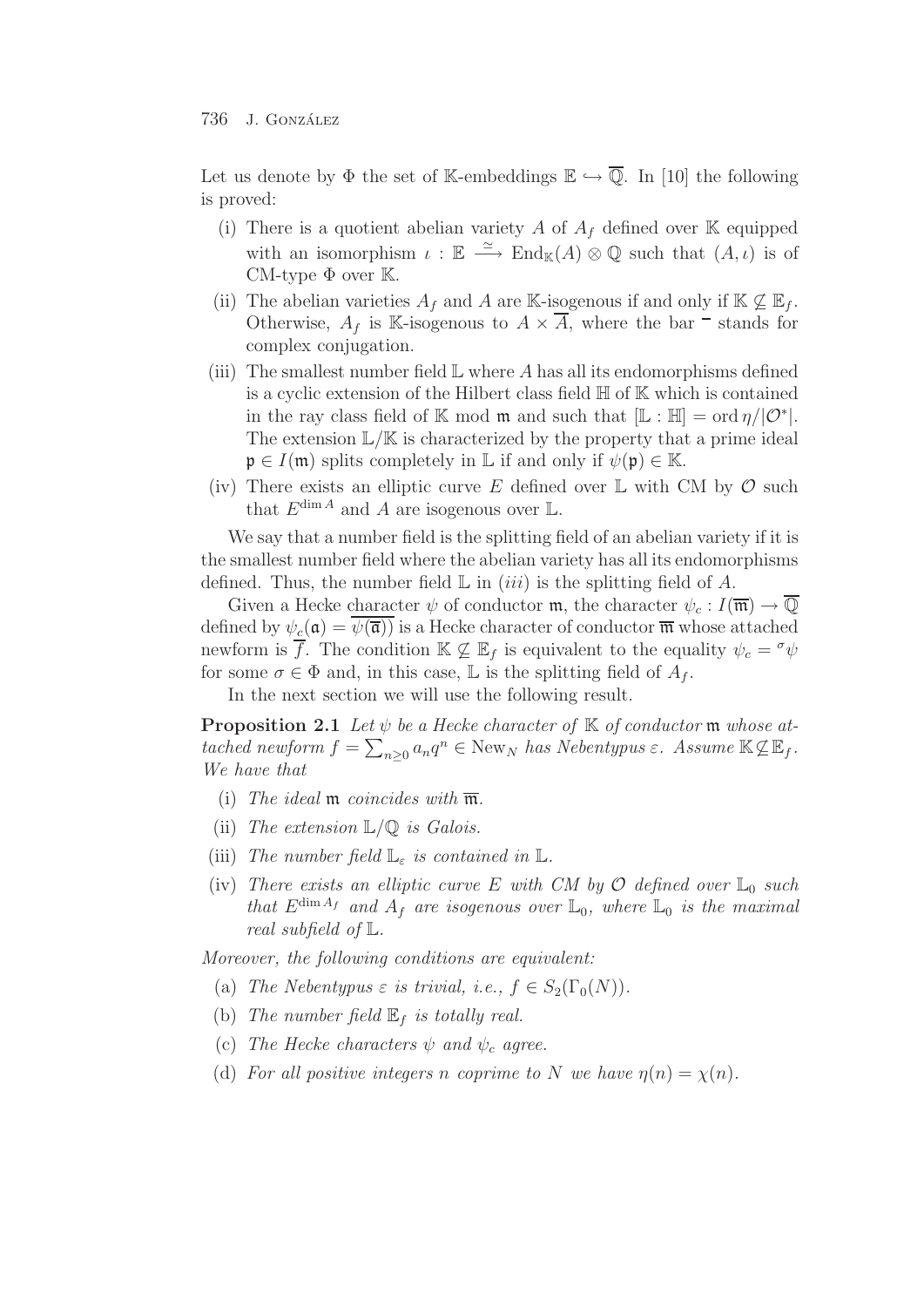Let us denote by $\Phi$ the set of $\mathbb{K}$-embeddings $\mathbb{E} \hookrightarrow \overline{\mathbb{Q}}$. In [10] the following is proved:

- (i) There is a quotient abelian variety $A$ of $A_f$ defined over $\mathbb{K}$ equipped with an isomorphism $\iota : \mathbb{E} \xrightarrow{\simeq} \operatorname{End}_{\mathbb{K}}(A) \otimes \mathbb{Q}$ such that $(A, \iota)$ is of CM-type $\Phi$ over $\mathbb{K}$.
- (ii) The abelian varieties $A_f$ and $A$ are $\mathbb{K}$-isogenous if and only if $\mathbb{K} \not\subseteq \mathbb{E}_f$. Otherwise, $A_f$ is $\mathbb{K}$-isogenous to $A \times \overline{A}$, where the bar $^{-}$ stands for complex conjugation.
- (iii) The smallest number field $\mathbb{L}$ where $A$ has all its endomorphisms defined is a cyclic extension of the Hilbert class field $\mathbb{H}$ of $\mathbb{K}$ which is contained in the ray class field of $\mathbb{K}$ mod $\mathfrak{m}$ and such that $[\mathbb{L} : \mathbb{H}] = \operatorname{ord} \eta / |\mathcal{O}^*|$. The extension $\mathbb{L}/\mathbb{K}$ is characterized by the property that a prime ideal $\mathfrak{p} \in I(\mathfrak{m})$ splits completely in $\mathbb{L}$ if and only if $\psi(\mathfrak{p}) \in \mathbb{K}$.
- (iv) There exists an elliptic curve $E$ defined over $\mathbb{L}$ with CM by $\mathcal{O}$ such that $E^{\dim A}$ and $A$ are isogenous over $\mathbb{L}$.

We say that a number field is the splitting field of an abelian variety if it is the smallest number field where the abelian variety has all its endomorphisms defined. Thus, the number field $\mathbb{L}$ in *(iii)* is the splitting field of $A$.

Given a Hecke character $\psi$ of conductor $\mathfrak{m}$, the character $\psi_c : I(\overline{\mathfrak{m}}) \to \overline{\mathbb{Q}}$ defined by $\psi_c(\mathfrak{a}) = \overline{\psi(\overline{\mathfrak{a}})}$ is a Hecke character of conductor $\overline{\mathfrak{m}}$ whose attached newform is $\overline{f}$. The condition $\mathbb{K} \not\subseteq \mathbb{E}_f$ is equivalent to the equality $\psi_c = {}^{\sigma}\psi$ for some $\sigma \in \Phi$ and, in this case, $\mathbb{L}$ is the splitting field of $A_f$.

In the next section we will use the following result.

**Proposition 2.1** *Let $\psi$ be a Hecke character of $\mathbb{K}$ of conductor $\mathfrak{m}$ whose attached newform $f = \sum_{n \geq 0} a_n q^n \in \mathrm{New}_N$ has Nebentypus $\varepsilon$. Assume $\mathbb{K} \not\subseteq \mathbb{E}_f$. We have that*

- (i) *The ideal $\mathfrak{m}$ coincides with $\overline{\mathfrak{m}}$.*
- (ii) *The extension $\mathbb{L}/\mathbb{Q}$ is Galois.*
- (iii) *The number field $\mathbb{L}_{\varepsilon}$ is contained in $\mathbb{L}$.*
- (iv) *There exists an elliptic curve $E$ with CM by $\mathcal{O}$ defined over $\mathbb{L}_0$ such that $E^{\dim A_f}$ and $A_f$ are isogenous over $\mathbb{L}_0$, where $\mathbb{L}_0$ is the maximal real subfield of $\mathbb{L}$.*

*Moreover, the following conditions are equivalent:*

- (a) *The Nebentypus $\varepsilon$ is trivial, i.e., $f \in S_2(\Gamma_0(N))$.*
- (b) *The number field $\mathbb{E}_f$ is totally real.*
- (c) *The Hecke characters $\psi$ and $\psi_c$ agree.*
- (d) *For all positive integers $n$ coprime to $N$ we have $\eta(n) = \chi(n)$.*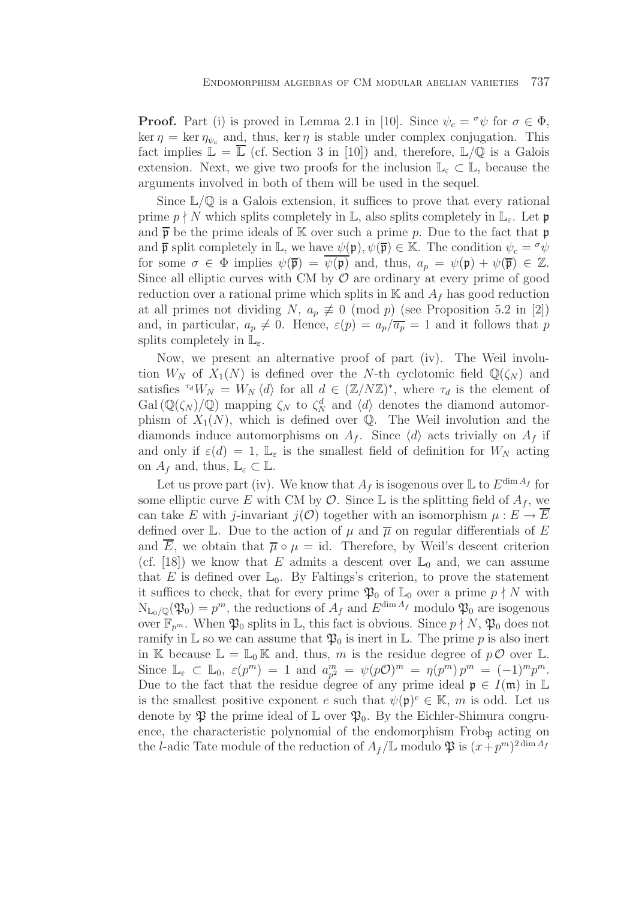**Proof.** Part (i) is proved in Lemma 2.1 in [10]. Since $\psi_c = {}^\sigma\psi$ for $\sigma \in \Phi$, $\ker \eta = \ker \eta_{\psi_c}$ and, thus, $\ker \eta$ is stable under complex conjugation. This fact implies $\mathbb{L} = \overline{\mathbb{L}}$ (cf. Section 3 in [10]) and, therefore, $\mathbb{L}/\mathbb{Q}$ is a Galois extension. Next, we give two proofs for the inclusion $\mathbb{L}_\varepsilon \subset \mathbb{L}$, because the arguments involved in both of them will be used in the sequel.

Since $\mathbb{L}/\mathbb{Q}$ is a Galois extension, it suffices to prove that every rational prime $p \nmid N$ which splits completely in $\mathbb{L}$, also splits completely in $\mathbb{L}_\varepsilon$. Let $\mathfrak{p}$ and $\overline{\mathfrak{p}}$ be the prime ideals of $\mathbb{K}$ over such a prime $p$. Due to the fact that $\mathfrak{p}$ and $\overline{\mathfrak{p}}$ split completely in $\mathbb{L}$, we have $\psi(\mathfrak{p}), \psi(\overline{\mathfrak{p}}) \in \mathbb{K}$. The condition $\psi_c = {}^\sigma\psi$ for some $\sigma \in \Phi$ implies $\psi(\overline{\mathfrak{p}}) = \overline{\psi(\mathfrak{p})}$ and, thus, $a_p = \psi(\mathfrak{p}) + \psi(\overline{\mathfrak{p}}) \in \mathbb{Z}$. Since all elliptic curves with CM by $\mathcal{O}$ are ordinary at every prime of good reduction over a rational prime which splits in $\mathbb{K}$ and $A_f$ has good reduction at all primes not dividing $N$, $a_p \not\equiv 0 \pmod p$ (see Proposition 5.2 in [2]) and, in particular, $a_p \neq 0$. Hence, $\varepsilon(p) = a_p/\overline{a_p} = 1$ and it follows that $p$ splits completely in $\mathbb{L}_\varepsilon$.

Now, we present an alternative proof of part (iv). The Weil involution $W_N$ of $X_1(N)$ is defined over the $N$-th cyclotomic field $\mathbb{Q}(\zeta_N)$ and satisfies ${}^{\tau_d}W_N = W_N \langle d \rangle$ for all $d \in (\mathbb{Z}/N\mathbb{Z})^*$, where $\tau_d$ is the element of $\mathrm{Gal}\,(\mathbb{Q}(\zeta_N)/\mathbb{Q})$ mapping $\zeta_N$ to $\zeta_N^d$ and $\langle d \rangle$ denotes the diamond automorphism of $X_1(N)$, which is defined over $\mathbb{Q}$. The Weil involution and the diamonds induce automorphisms on $A_f$. Since $\langle d \rangle$ acts trivially on $A_f$ if and only if $\varepsilon(d) = 1$, $\mathbb{L}_\varepsilon$ is the smallest field of definition for $W_N$ acting on $A_f$ and, thus, $\mathbb{L}_\varepsilon \subset \mathbb{L}$.

Let us prove part (iv). We know that $A_f$ is isogenous over $\mathbb{L}$ to $E^{\dim A_f}$ for some elliptic curve $E$ with CM by $\mathcal{O}$. Since $\mathbb{L}$ is the splitting field of $A_f$, we can take $E$ with $j$-invariant $j(\mathcal{O})$ together with an isomorphism $\mu : E \to \overline{E}$ defined over $\mathbb{L}$. Due to the action of $\mu$ and $\overline{\mu}$ on regular differentials of $E$ and $\overline{E}$, we obtain that $\overline{\mu} \circ \mu = \mathrm{id}$. Therefore, by Weil's descent criterion (cf. [18]) we know that $E$ admits a descent over $\mathbb{L}_0$ and, we can assume that $E$ is defined over $\mathbb{L}_0$. By Faltings's criterion, to prove the statement it suffices to check, that for every prime $\mathfrak{P}_0$ of $\mathbb{L}_0$ over a prime $p \nmid N$ with $\mathrm{N}_{\mathbb{L}_0/\mathbb{Q}}(\mathfrak{P}_0) = p^m$, the reductions of $A_f$ and $E^{\dim A_f}$ modulo $\mathfrak{P}_0$ are isogenous over $\mathbb{F}_{p^m}$. When $\mathfrak{P}_0$ splits in $\mathbb{L}$, this fact is obvious. Since $p \nmid N$, $\mathfrak{P}_0$ does not ramify in $\mathbb{L}$ so we can assume that $\mathfrak{P}_0$ is inert in $\mathbb{L}$. The prime $p$ is also inert in $\mathbb{K}$ because $\mathbb{L} = \mathbb{L}_0\,\mathbb{K}$ and, thus, $m$ is the residue degree of $p\,\mathcal{O}$ over $\mathbb{L}$. Since $\mathbb{L}_\varepsilon \subset \mathbb{L}_0$, $\varepsilon(p^m) = 1$ and $a_{p^2}^m = \psi(p\mathcal{O})^m = \eta(p^m)\,p^m = (-1)^m p^m$. Due to the fact that the residue degree of any prime ideal $\mathfrak{p} \in I(\mathfrak{m})$ in $\mathbb{L}$ is the smallest positive exponent $e$ such that $\psi(\mathfrak{p})^e \in \mathbb{K}$, $m$ is odd. Let us denote by $\mathfrak{P}$ the prime ideal of $\mathbb{L}$ over $\mathfrak{P}_0$. By the Eichler-Shimura congruence, the characteristic polynomial of the endomorphism $\mathrm{Frob}_{\mathfrak{P}}$ acting on the $l$-adic Tate module of the reduction of $A_f/\mathbb{L}$ modulo $\mathfrak{P}$ is $(x+p^m)^{2\dim A_f}$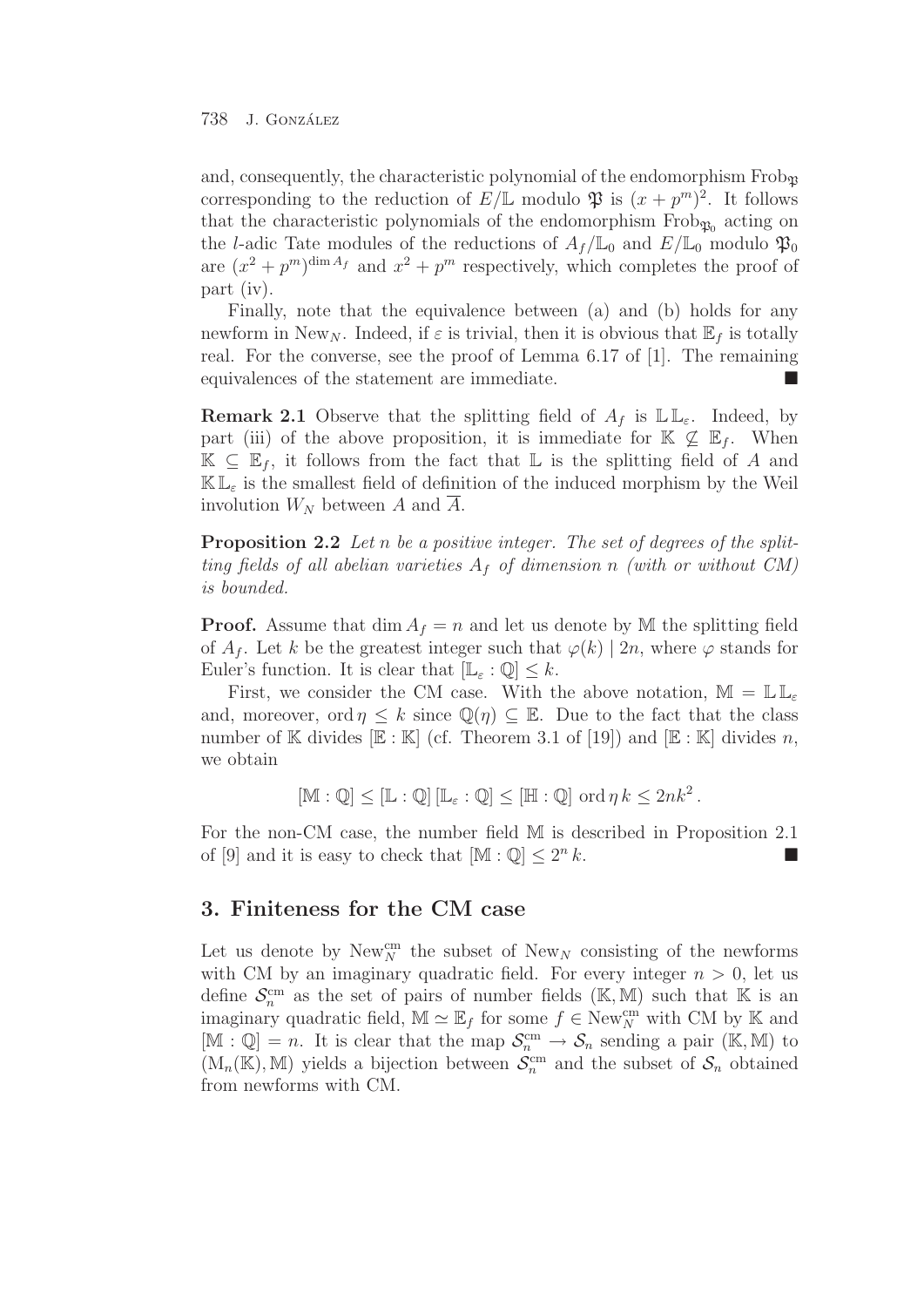and, consequently, the characteristic polynomial of the endomorphism $\mathrm{Frob}_{\mathfrak{P}}$ corresponding to the reduction of $E/\mathbb{L}$ modulo $\mathfrak{P}$ is $(x+p^m)^2$. It follows that the characteristic polynomials of the endomorphism $\mathrm{Frob}_{\mathfrak{P}_0}$ acting on the $l$-adic Tate modules of the reductions of $A_f/\mathbb{L}_0$ and $E/\mathbb{L}_0$ modulo $\mathfrak{P}_0$ are $(x^2+p^m)^{\dim A_f}$ and $x^2+p^m$ respectively, which completes the proof of part (iv).

Finally, note that the equivalence between (a) and (b) holds for any newform in $\mathrm{New}_N$. Indeed, if $\varepsilon$ is trivial, then it is obvious that $\mathbb{E}_f$ is totally real. For the converse, see the proof of Lemma 6.17 of [1]. The remaining equivalences of the statement are immediate. ■

**Remark 2.1** Observe that the splitting field of $A_f$ is $\mathbb{L}\mathbb{L}_\varepsilon$. Indeed, by part (iii) of the above proposition, it is immediate for $\mathbb{K} \not\subseteq \mathbb{E}_f$. When $\mathbb{K} \subseteq \mathbb{E}_f$, it follows from the fact that $\mathbb{L}$ is the splitting field of $A$ and $\mathbb{K}\mathbb{L}_\varepsilon$ is the smallest field of definition of the induced morphism by the Weil involution $W_N$ between $A$ and $\overline{A}$.

**Proposition 2.2** *Let $n$ be a positive integer. The set of degrees of the splitting fields of all abelian varieties $A_f$ of dimension $n$ (with or without CM) is bounded.*

**Proof.** Assume that $\dim A_f = n$ and let us denote by $\mathbb{M}$ the splitting field of $A_f$. Let $k$ be the greatest integer such that $\varphi(k) \mid 2n$, where $\varphi$ stands for Euler's function. It is clear that $[\mathbb{L}_\varepsilon : \mathbb{Q}] \leq k$.

First, we consider the CM case. With the above notation, $\mathbb{M} = \mathbb{L}\mathbb{L}_\varepsilon$ and, moreover, $\mathrm{ord}\,\eta \leq k$ since $\mathbb{Q}(\eta) \subseteq \mathbb{E}$. Due to the fact that the class number of $\mathbb{K}$ divides $[\mathbb{E} : \mathbb{K}]$ (cf. Theorem 3.1 of [19]) and $[\mathbb{E} : \mathbb{K}]$ divides $n$, we obtain

$$[\mathbb{M} : \mathbb{Q}] \leq [\mathbb{L} : \mathbb{Q}]\,[\mathbb{L}_\varepsilon : \mathbb{Q}] \leq [\mathbb{H} : \mathbb{Q}]\;\mathrm{ord}\,\eta\, k \leq 2nk^2\,.$$

For the non-CM case, the number field $\mathbb{M}$ is described in Proposition 2.1 of [9] and it is easy to check that $[\mathbb{M} : \mathbb{Q}] \leq 2^n\, k$. ■

## 3. Finiteness for the CM case

Let us denote by $\mathrm{New}_N^{\mathrm{cm}}$ the subset of $\mathrm{New}_N$ consisting of the newforms with CM by an imaginary quadratic field. For every integer $n > 0$, let us define $\mathcal{S}_n^{\mathrm{cm}}$ as the set of pairs of number fields $(\mathbb{K}, \mathbb{M})$ such that $\mathbb{K}$ is an imaginary quadratic field, $\mathbb{M} \simeq \mathbb{E}_f$ for some $f \in \mathrm{New}_N^{\mathrm{cm}}$ with CM by $\mathbb{K}$ and $[\mathbb{M} : \mathbb{Q}] = n$. It is clear that the map $\mathcal{S}_n^{\mathrm{cm}} \to \mathcal{S}_n$ sending a pair $(\mathbb{K}, \mathbb{M})$ to $(\mathrm{M}_n(\mathbb{K}), \mathbb{M})$ yields a bijection between $\mathcal{S}_n^{\mathrm{cm}}$ and the subset of $\mathcal{S}_n$ obtained from newforms with CM.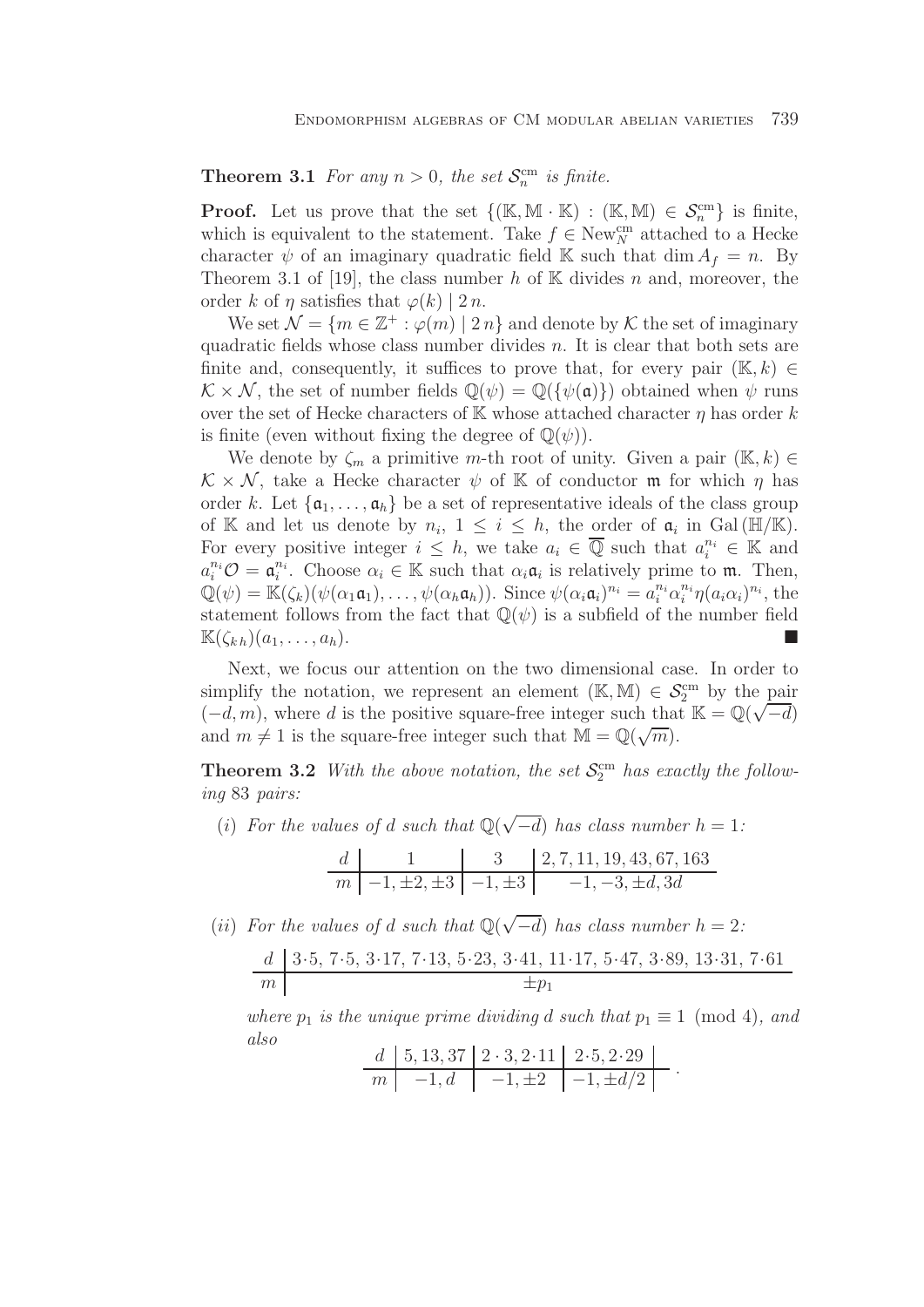**Theorem 3.1** *For any $n > 0$, the set $\mathcal{S}_n^{\rm cm}$ is finite.*

**Proof.** Let us prove that the set $\{(\mathbb{K}, \mathbb{M}\cdot\mathbb{K}) : (\mathbb{K},\mathbb{M}) \in \mathcal{S}_n^{\rm cm}\}$ is finite, which is equivalent to the statement. Take $f \in {\rm New}_N^{\rm cm}$ attached to a Hecke character $\psi$ of an imaginary quadratic field $\mathbb{K}$ such that $\dim A_f = n$. By Theorem 3.1 of [19], the class number $h$ of $\mathbb{K}$ divides $n$ and, moreover, the order $k$ of $\eta$ satisfies that $\varphi(k) \mid 2\,n$.

We set $\mathcal{N} = \{m \in \mathbb{Z}^+ : \varphi(m) \mid 2\,n\}$ and denote by $\mathcal{K}$ the set of imaginary quadratic fields whose class number divides $n$. It is clear that both sets are finite and, consequently, it suffices to prove that, for every pair $(\mathbb{K}, k) \in \mathcal{K}\times\mathcal{N}$, the set of number fields $\mathbb{Q}(\psi) = \mathbb{Q}(\{\psi(\mathfrak{a})\})$ obtained when $\psi$ runs over the set of Hecke characters of $\mathbb{K}$ whose attached character $\eta$ has order $k$ is finite (even without fixing the degree of $\mathbb{Q}(\psi)$).

We denote by $\zeta_m$ a primitive $m$-th root of unity. Given a pair $(\mathbb{K}, k) \in \mathcal{K}\times\mathcal{N}$, take a Hecke character $\psi$ of $\mathbb{K}$ of conductor $\mathfrak{m}$ for which $\eta$ has order $k$. Let $\{\mathfrak{a}_1,\dots,\mathfrak{a}_h\}$ be a set of representative ideals of the class group of $\mathbb{K}$ and let us denote by $n_i$, $1 \le i \le h$, the order of $\mathfrak{a}_i$ in ${\rm Gal}\,(\mathbb{H}/\mathbb{K})$. For every positive integer $i \le h$, we take $a_i \in \overline{\mathbb{Q}}$ such that $a_i^{n_i} \in \mathbb{K}$ and $a_i^{n_i}\mathcal{O} = \mathfrak{a}_i^{n_i}$. Choose $\alpha_i \in \mathbb{K}$ such that $\alpha_i\mathfrak{a}_i$ is relatively prime to $\mathfrak{m}$. Then, $\mathbb{Q}(\psi) = \mathbb{K}(\zeta_k)(\psi(\alpha_1\mathfrak{a}_1),\dots,\psi(\alpha_h\mathfrak{a}_h))$. Since $\psi(\alpha_i\mathfrak{a}_i)^{n_i} = a_i^{n_i}\alpha_i^{n_i}\eta(a_i\alpha_i)^{n_i}$, the statement follows from the fact that $\mathbb{Q}(\psi)$ is a subfield of the number field $\mathbb{K}(\zeta_{k\,h})(a_1,\dots,a_h)$. ■

Next, we focus our attention on the two dimensional case. In order to simplify the notation, we represent an element $(\mathbb{K},\mathbb{M}) \in \mathcal{S}_2^{\rm cm}$ by the pair $(-d, m)$, where $d$ is the positive square-free integer such that $\mathbb{K} = \mathbb{Q}(\sqrt{-d})$ and $m \neq 1$ is the square-free integer such that $\mathbb{M} = \mathbb{Q}(\sqrt{m})$.

**Theorem 3.2** *With the above notation, the set $\mathcal{S}_2^{\rm cm}$ has exactly the following 83 pairs:*

(*i*) *For the values of $d$ such that $\mathbb{Q}(\sqrt{-d})$ has class number $h = 1$:*

| $d$ | $1$ | $3$ | $2, 7, 11, 19, 43, 67, 163$ |
|---|---|---|---|
| $m$ | $-1, \pm 2, \pm 3$ | $-1, \pm 3$ | $-1, -3, \pm d, 3d$ |

(*ii*) *For the values of $d$ such that $\mathbb{Q}(\sqrt{-d})$ has class number $h = 2$:*

| $d$ | $3\cdot 5,\ 7\cdot 5,\ 3\cdot 17,\ 7\cdot 13,\ 5\cdot 23,\ 3\cdot 41,\ 11\cdot 17,\ 5\cdot 47,\ 3\cdot 89,\ 13\cdot 31,\ 7\cdot 61$ |
|---|---|
| $m$ | $\pm p_1$ |

*where $p_1$ is the unique prime dividing $d$ such that $p_1 \equiv 1 \pmod 4$, and also*

| $d$ | $5, 13, 37$ | $2\cdot 3, 2\cdot 11$ | $2\cdot 5, 2\cdot 29$ |
|---|---|---|---|
| $m$ | $-1, d$ | $-1, \pm 2$ | $-1, \pm d/2$ |

.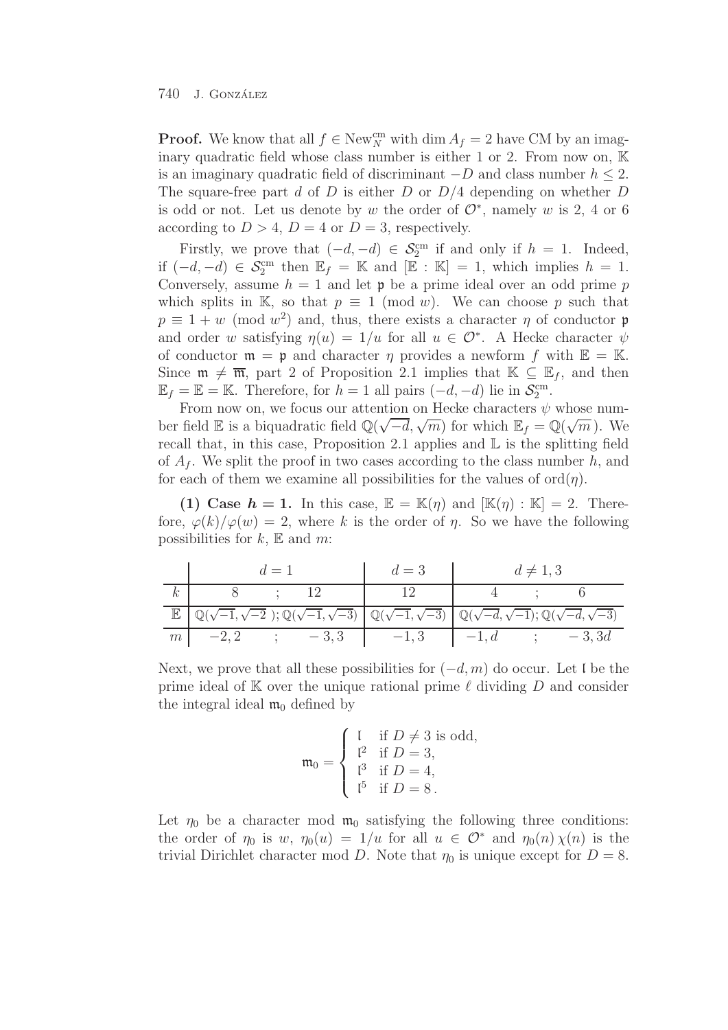**Proof.** We know that all $f \in \mathrm{New}_N^{\mathrm{cm}}$ with $\dim A_f = 2$ have CM by an imaginary quadratic field whose class number is either 1 or 2. From now on, $\mathbb{K}$ is an imaginary quadratic field of discriminant $-D$ and class number $h \leq 2$. The square-free part $d$ of $D$ is either $D$ or $D/4$ depending on whether $D$ is odd or not. Let us denote by $w$ the order of $\mathcal{O}^*$, namely $w$ is 2, 4 or 6 according to $D > 4$, $D = 4$ or $D = 3$, respectively.

Firstly, we prove that $(-d, -d) \in \mathcal{S}_2^{\mathrm{cm}}$ if and only if $h = 1$. Indeed, if $(-d, -d) \in \mathcal{S}_2^{\mathrm{cm}}$ then $\mathbb{E}_f = \mathbb{K}$ and $[\mathbb{E} : \mathbb{K}] = 1$, which implies $h = 1$. Conversely, assume $h = 1$ and let $\mathfrak{p}$ be a prime ideal over an odd prime $p$ which splits in $\mathbb{K}$, so that $p \equiv 1 \pmod{w}$. We can choose $p$ such that $p \equiv 1 + w \pmod{w^2}$ and, thus, there exists a character $\eta$ of conductor $\mathfrak{p}$ and order $w$ satisfying $\eta(u) = 1/u$ for all $u \in \mathcal{O}^*$. A Hecke character $\psi$ of conductor $\mathfrak{m} = \mathfrak{p}$ and character $\eta$ provides a newform $f$ with $\mathbb{E} = \mathbb{K}$. Since $\mathfrak{m} \neq \overline{\mathfrak{m}}$, part 2 of Proposition 2.1 implies that $\mathbb{K} \subseteq \mathbb{E}_f$, and then $\mathbb{E}_f = \mathbb{E} = \mathbb{K}$. Therefore, for $h = 1$ all pairs $(-d, -d)$ lie in $\mathcal{S}_2^{\mathrm{cm}}$.

From now on, we focus our attention on Hecke characters $\psi$ whose number field $\mathbb{E}$ is a biquadratic field $\mathbb{Q}(\sqrt{-d}, \sqrt{m})$ for which $\mathbb{E}_f = \mathbb{Q}(\sqrt{m}\,)$. We recall that, in this case, Proposition 2.1 applies and $\mathbb{L}$ is the splitting field of $A_f$. We split the proof in two cases according to the class number $h$, and for each of them we examine all possibilities for the values of $\mathrm{ord}(\eta)$.

**(1) Case $h = 1$.** In this case, $\mathbb{E} = \mathbb{K}(\eta)$ and $[\mathbb{K}(\eta) : \mathbb{K}] = 2$. Therefore, $\varphi(k)/\varphi(w) = 2$, where $k$ is the order of $\eta$. So we have the following possibilities for $k$, $\mathbb{E}$ and $m$:

| | $d = 1$ | | $d = 3$ | $d \neq 1, 3$ | |
|---|---|---|---|---|---|
| $k$ | 8 | 12 | 12 | 4 | 6 |
| $\mathbb{E}$ | $\mathbb{Q}(\sqrt{-1}, \sqrt{-2}\,)$ | $\mathbb{Q}(\sqrt{-1}, \sqrt{-3})$ | $\mathbb{Q}(\sqrt{-1}, \sqrt{-3})$ | $\mathbb{Q}(\sqrt{-d}, \sqrt{-1})$ | $\mathbb{Q}(\sqrt{-d}, \sqrt{-3})$ |
| $m$ | $-2, 2$ | $-3, 3$ | $-1, 3$ | $-1, d$ | $-3, 3d$ |

Next, we prove that all these possibilities for $(-d, m)$ do occur. Let $\mathfrak{l}$ be the prime ideal of $\mathbb{K}$ over the unique rational prime $\ell$ dividing $D$ and consider the integral ideal $\mathfrak{m}_0$ defined by

$$\mathfrak{m}_0 = \begin{cases} \mathfrak{l} & \text{if } D \neq 3 \text{ is odd}, \\ \mathfrak{l}^2 & \text{if } D = 3, \\ \mathfrak{l}^3 & \text{if } D = 4, \\ \mathfrak{l}^5 & \text{if } D = 8\,. \end{cases}$$

Let $\eta_0$ be a character mod $\mathfrak{m}_0$ satisfying the following three conditions: the order of $\eta_0$ is $w$, $\eta_0(u) = 1/u$ for all $u \in \mathcal{O}^*$ and $\eta_0(n)\,\chi(n)$ is the trivial Dirichlet character mod $D$. Note that $\eta_0$ is unique except for $D = 8$.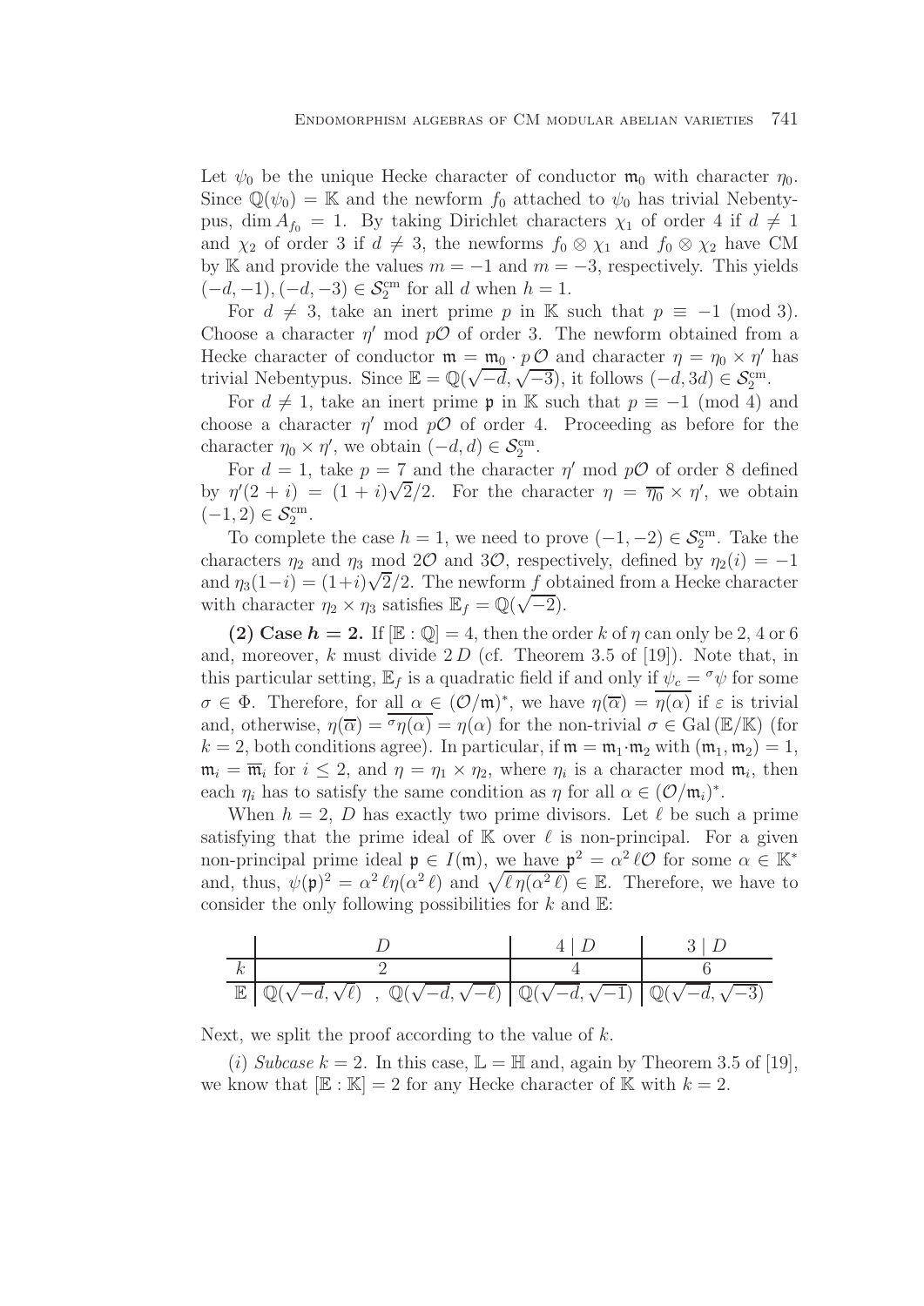Let $\psi_0$ be the unique Hecke character of conductor $\mathfrak{m}_0$ with character $\eta_0$. Since $\mathbb{Q}(\psi_0) = \mathbb{K}$ and the newform $f_0$ attached to $\psi_0$ has trivial Nebentypus, $\dim A_{f_0} = 1$. By taking Dirichlet characters $\chi_1$ of order 4 if $d \neq 1$ and $\chi_2$ of order 3 if $d \neq 3$, the newforms $f_0 \otimes \chi_1$ and $f_0 \otimes \chi_2$ have CM by $\mathbb{K}$ and provide the values $m = -1$ and $m = -3$, respectively. This yields $(-d, -1), (-d, -3) \in \mathcal{S}_2^{\rm cm}$ for all $d$ when $h = 1$.

For $d \neq 3$, take an inert prime $p$ in $\mathbb{K}$ such that $p \equiv -1 \pmod 3$. Choose a character $\eta'$ mod $p\mathcal{O}$ of order 3. The newform obtained from a Hecke character of conductor $\mathfrak{m} = \mathfrak{m}_0 \cdot p\,\mathcal{O}$ and character $\eta = \eta_0 \times \eta'$ has trivial Nebentypus. Since $\mathbb{E} = \mathbb{Q}(\sqrt{-d}, \sqrt{-3})$, it follows $(-d, 3d) \in \mathcal{S}_2^{\rm cm}$.

For $d \neq 1$, take an inert prime $\mathfrak{p}$ in $\mathbb{K}$ such that $p \equiv -1 \pmod 4$ and choose a character $\eta'$ mod $p\mathcal{O}$ of order 4. Proceeding as before for the character $\eta_0 \times \eta'$, we obtain $(-d, d) \in \mathcal{S}_2^{\rm cm}$.

For $d = 1$, take $p = 7$ and the character $\eta'$ mod $p\mathcal{O}$ of order 8 defined by $\eta'(2+i) = (1+i)\sqrt{2}/2$. For the character $\eta = \overline{\eta_0} \times \eta'$, we obtain $(-1, 2) \in \mathcal{S}_2^{\rm cm}$.

To complete the case $h = 1$, we need to prove $(-1, -2) \in \mathcal{S}_2^{\rm cm}$. Take the characters $\eta_2$ and $\eta_3$ mod $2\mathcal{O}$ and $3\mathcal{O}$, respectively, defined by $\eta_2(i) = -1$ and $\eta_3(1-i) = (1+i)\sqrt{2}/2$. The newform $f$ obtained from a Hecke character with character $\eta_2 \times \eta_3$ satisfies $\mathbb{E}_f = \mathbb{Q}(\sqrt{-2})$.

**(2) Case $h = 2$.** If $[\mathbb{E} : \mathbb{Q}] = 4$, then the order $k$ of $\eta$ can only be 2, 4 or 6 and, moreover, $k$ must divide $2\,D$ (cf. Theorem 3.5 of [19]). Note that, in this particular setting, $\mathbb{E}_f$ is a quadratic field if and only if $\psi_c = {}^{\sigma}\psi$ for some $\sigma \in \Phi$. Therefore, for all $\alpha \in (\mathcal{O}/\mathfrak{m})^*$, we have $\eta(\overline{\alpha}) = \overline{\eta(\alpha)}$ if $\varepsilon$ is trivial and, otherwise, $\eta(\overline{\alpha}) = \overline{{}^{\sigma}\eta(\alpha)} = \eta(\alpha)$ for the non-trivial $\sigma \in \mathrm{Gal}\,(\mathbb{E}/\mathbb{K})$ (for $k = 2$, both conditions agree). In particular, if $\mathfrak{m} = \mathfrak{m}_1 \cdot \mathfrak{m}_2$ with $(\mathfrak{m}_1, \mathfrak{m}_2) = 1$, $\mathfrak{m}_i = \overline{\mathfrak{m}}_i$ for $i \leq 2$, and $\eta = \eta_1 \times \eta_2$, where $\eta_i$ is a character mod $\mathfrak{m}_i$, then each $\eta_i$ has to satisfy the same condition as $\eta$ for all $\alpha \in (\mathcal{O}/\mathfrak{m}_i)^*$.

When $h = 2$, $D$ has exactly two prime divisors. Let $\ell$ be such a prime satisfying that the prime ideal of $\mathbb{K}$ over $\ell$ is non-principal. For a given non-principal prime ideal $\mathfrak{p} \in I(\mathfrak{m})$, we have $\mathfrak{p}^2 = \alpha^2\,\ell\mathcal{O}$ for some $\alpha \in \mathbb{K}^*$ and, thus, $\psi(\mathfrak{p})^2 = \alpha^2\,\ell\eta(\alpha^2\,\ell)$ and $\sqrt{\ell\,\eta(\alpha^2\,\ell)} \in \mathbb{E}$. Therefore, we have to consider the only following possibilities for $k$ and $\mathbb{E}$:

| | $D$ | $4 \mid D$ | $3 \mid D$ |
|---|---|---|---|
| $k$ | 2 | 4 | 6 |
| $\mathbb{E}$ | $\mathbb{Q}(\sqrt{-d}, \sqrt{\ell})$ , $\mathbb{Q}(\sqrt{-d}, \sqrt{-\ell})$ | $\mathbb{Q}(\sqrt{-d}, \sqrt{-1})$ | $\mathbb{Q}(\sqrt{-d}, \sqrt{-3})$ |

Next, we split the proof according to the value of $k$.

($i$) *Subcase* $k = 2$. In this case, $\mathbb{L} = \mathbb{H}$ and, again by Theorem 3.5 of [19], we know that $[\mathbb{E} : \mathbb{K}] = 2$ for any Hecke character of $\mathbb{K}$ with $k = 2$.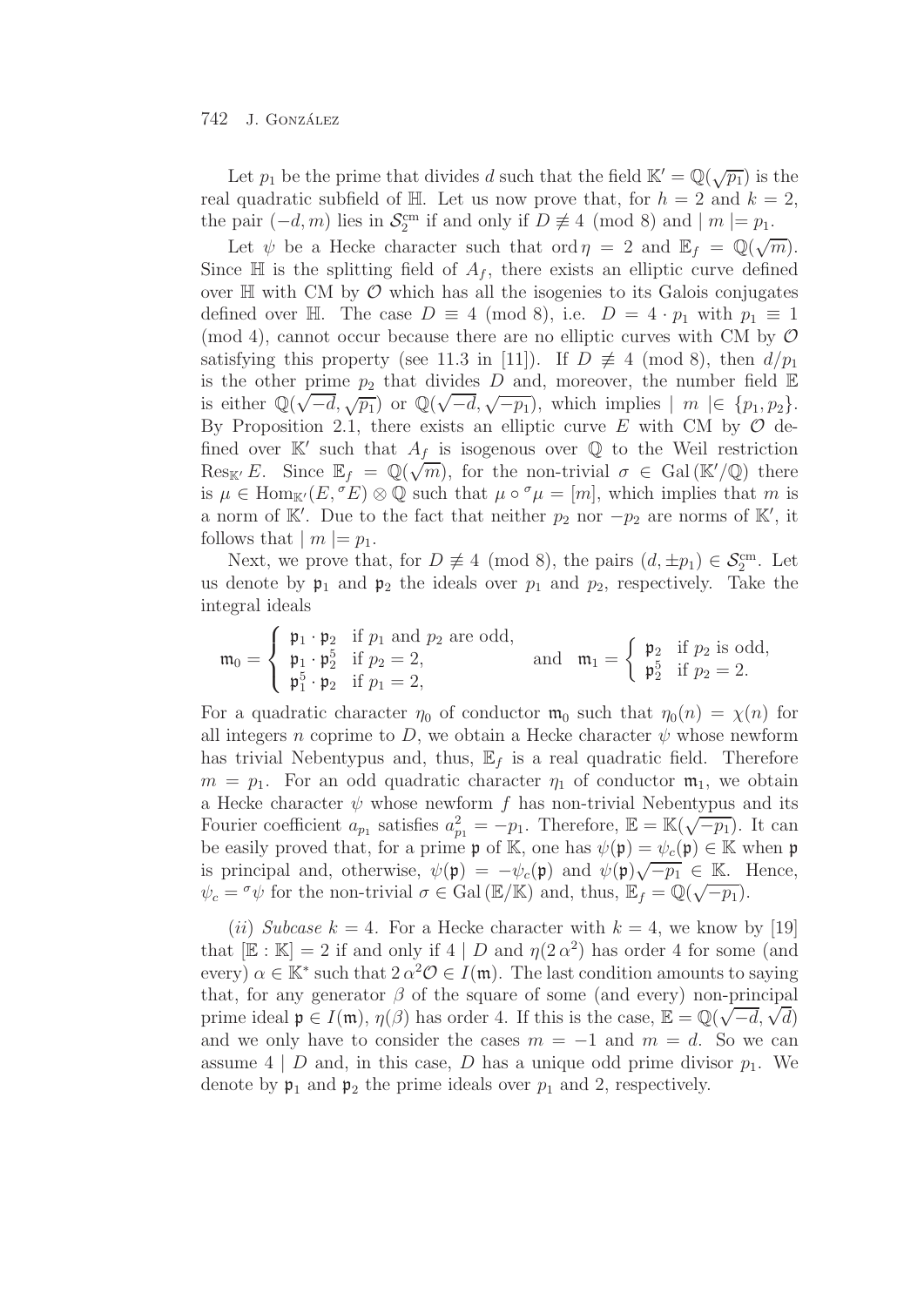Let $p_1$ be the prime that divides $d$ such that the field $\mathbb{K}' = \mathbb{Q}(\sqrt{p_1})$ is the real quadratic subfield of $\mathbb{H}$. Let us now prove that, for $h = 2$ and $k = 2$, the pair $(-d, m)$ lies in $\mathcal{S}_2^{\rm cm}$ if and only if $D \not\equiv 4 \pmod 8$ and $\mid m \mid = p_1$.

Let $\psi$ be a Hecke character such that $\operatorname{ord} \eta = 2$ and $\mathbb{E}_f = \mathbb{Q}(\sqrt{m})$. Since $\mathbb{H}$ is the splitting field of $A_f$, there exists an elliptic curve defined over $\mathbb{H}$ with CM by $\mathcal{O}$ which has all the isogenies to its Galois conjugates defined over $\mathbb{H}$. The case $D \equiv 4 \pmod 8$, i.e. $D = 4 \cdot p_1$ with $p_1 \equiv 1 \pmod 4$, cannot occur because there are no elliptic curves with CM by $\mathcal{O}$ satisfying this property (see 11.3 in [11]). If $D \not\equiv 4 \pmod 8$, then $d/p_1$ is the other prime $p_2$ that divides $D$ and, moreover, the number field $\mathbb{E}$ is either $\mathbb{Q}(\sqrt{-d}, \sqrt{p_1})$ or $\mathbb{Q}(\sqrt{-d}, \sqrt{-p_1})$, which implies $\mid m \mid \in \{p_1, p_2\}$. By Proposition 2.1, there exists an elliptic curve $E$ with CM by $\mathcal{O}$ defined over $\mathbb{K}'$ such that $A_f$ is isogenous over $\mathbb{Q}$ to the Weil restriction $\operatorname{Res}_{\mathbb{K}'} E$. Since $\mathbb{E}_f = \mathbb{Q}(\sqrt{m})$, for the non-trivial $\sigma \in \operatorname{Gal}(\mathbb{K}'/\mathbb{Q})$ there is $\mu \in \operatorname{Hom}_{\mathbb{K}'}(E, {}^\sigma E) \otimes \mathbb{Q}$ such that $\mu \circ {}^\sigma\mu = [m]$, which implies that $m$ is a norm of $\mathbb{K}'$. Due to the fact that neither $p_2$ nor $-p_2$ are norms of $\mathbb{K}'$, it follows that $\mid m \mid = p_1$.

Next, we prove that, for $D \not\equiv 4 \pmod 8$, the pairs $(d, \pm p_1) \in \mathcal{S}_2^{\rm cm}$. Let us denote by $\mathfrak{p}_1$ and $\mathfrak{p}_2$ the ideals over $p_1$ and $p_2$, respectively. Take the integral ideals

$$\mathfrak{m}_0 = \begin{cases} \mathfrak{p}_1 \cdot \mathfrak{p}_2 & \text{if } p_1 \text{ and } p_2 \text{ are odd}, \\ \mathfrak{p}_1 \cdot \mathfrak{p}_2^5 & \text{if } p_2 = 2, \\ \mathfrak{p}_1^5 \cdot \mathfrak{p}_2 & \text{if } p_1 = 2, \end{cases} \qquad \text{and} \quad \mathfrak{m}_1 = \begin{cases} \mathfrak{p}_2 & \text{if } p_2 \text{ is odd}, \\ \mathfrak{p}_2^5 & \text{if } p_2 = 2. \end{cases}$$

For a quadratic character $\eta_0$ of conductor $\mathfrak{m}_0$ such that $\eta_0(n) = \chi(n)$ for all integers $n$ coprime to $D$, we obtain a Hecke character $\psi$ whose newform has trivial Nebentypus and, thus, $\mathbb{E}_f$ is a real quadratic field. Therefore $m = p_1$. For an odd quadratic character $\eta_1$ of conductor $\mathfrak{m}_1$, we obtain a Hecke character $\psi$ whose newform $f$ has non-trivial Nebentypus and its Fourier coefficient $a_{p_1}$ satisfies $a_{p_1}^2 = -p_1$. Therefore, $\mathbb{E} = \mathbb{K}(\sqrt{-p_1})$. It can be easily proved that, for a prime $\mathfrak{p}$ of $\mathbb{K}$, one has $\psi(\mathfrak{p}) = \psi_c(\mathfrak{p}) \in \mathbb{K}$ when $\mathfrak{p}$ is principal and, otherwise, $\psi(\mathfrak{p}) = -\psi_c(\mathfrak{p})$ and $\psi(\mathfrak{p})\sqrt{-p_1} \in \mathbb{K}$. Hence, $\psi_c = {}^\sigma\psi$ for the non-trivial $\sigma \in \operatorname{Gal}(\mathbb{E}/\mathbb{K})$ and, thus, $\mathbb{E}_f = \mathbb{Q}(\sqrt{-p_1})$.

(*ii*) *Subcase* $k = 4$. For a Hecke character with $k = 4$, we know by [19] that $[\mathbb{E} : \mathbb{K}] = 2$ if and only if $4 \mid D$ and $\eta(2\,\alpha^2)$ has order 4 for some (and every) $\alpha \in \mathbb{K}^*$ such that $2\,\alpha^2\mathcal{O} \in I(\mathfrak{m})$. The last condition amounts to saying that, for any generator $\beta$ of the square of some (and every) non-principal prime ideal $\mathfrak{p} \in I(\mathfrak{m})$, $\eta(\beta)$ has order 4. If this is the case, $\mathbb{E} = \mathbb{Q}(\sqrt{-d}, \sqrt{d})$ and we only have to consider the cases $m = -1$ and $m = d$. So we can assume $4 \mid D$ and, in this case, $D$ has a unique odd prime divisor $p_1$. We denote by $\mathfrak{p}_1$ and $\mathfrak{p}_2$ the prime ideals over $p_1$ and 2, respectively.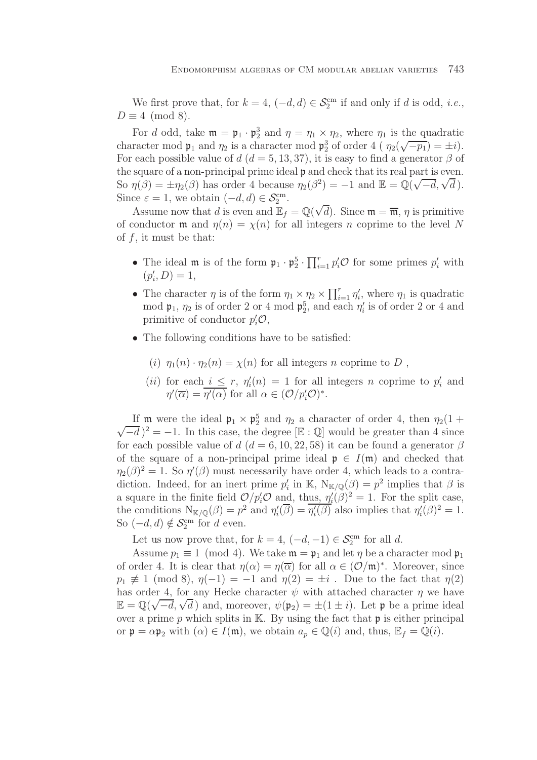We first prove that, for $k = 4$, $(-d, d) \in \mathcal{S}_2^{\rm cm}$ if and only if $d$ is odd, *i.e.*, $D \equiv 4 \pmod 8$.

For $d$ odd, take $\mathfrak{m} = \mathfrak{p}_1 \cdot \mathfrak{p}_2^3$ and $\eta = \eta_1 \times \eta_2$, where $\eta_1$ is the quadratic character mod $\mathfrak{p}_1$ and $\eta_2$ is a character mod $\mathfrak{p}_2^3$ of order 4 ( $\eta_2(\sqrt{-p_1}) = \pm i$). For each possible value of $d$ ($d = 5, 13, 37$), it is easy to find a generator $\beta$ of the square of a non-principal prime ideal $\mathfrak{p}$ and check that its real part is even. So $\eta(\beta) = \pm \eta_2(\beta)$ has order 4 because $\eta_2(\beta^2) = -1$ and $\mathbb{E} = \mathbb{Q}(\sqrt{-d}, \sqrt{d})$. Since $\varepsilon = 1$, we obtain $(-d, d) \in \mathcal{S}_2^{\rm cm}$.

Assume now that $d$ is even and $\mathbb{E}_f = \mathbb{Q}(\sqrt{d})$. Since $\mathfrak{m} = \overline{\mathfrak{m}}$, $\eta$ is primitive of conductor $\mathfrak{m}$ and $\eta(n) = \chi(n)$ for all integers $n$ coprime to the level $N$ of $f$, it must be that:

- The ideal $\mathfrak{m}$ is of the form $\mathfrak{p}_1 \cdot \mathfrak{p}_2^5 \cdot \prod_{i=1}^r p_i' \mathcal{O}$ for some primes $p_i'$ with $(p_i', D) = 1$,
- The character $\eta$ is of the form $\eta_1 \times \eta_2 \times \prod_{i=1}^r \eta_i'$, where $\eta_1$ is quadratic mod $\mathfrak{p}_1$, $\eta_2$ is of order 2 or 4 mod $\mathfrak{p}_2^5$, and each $\eta_i'$ is of order 2 or 4 and primitive of conductor $p_i' \mathcal{O}$,
- The following conditions have to be satisfied:
  - $(i)$ $\eta_1(n) \cdot \eta_2(n) = \chi(n)$ for all integers $n$ coprime to $D$ ,
  - $(ii)$ for each $i \leq r$, $\eta_i'(n) = 1$ for all integers $n$ coprime to $p_i'$ and $\eta'(\overline{\alpha}) = \overline{\eta'(\alpha)}$ for all $\alpha \in (\mathcal{O}/p_i'\mathcal{O})^*$.

If $\mathfrak{m}$ were the ideal $\mathfrak{p}_1 \times \mathfrak{p}_2^5$ and $\eta_2$ a character of order 4, then $\eta_2(1 + \sqrt{-d}\,)^2 = -1$. In this case, the degree $[\mathbb{E} : \mathbb{Q}]$ would be greater than 4 since for each possible value of $d$ ($d = 6, 10, 22, 58$) it can be found a generator $\beta$ of the square of a non-principal prime ideal $\mathfrak{p} \in I(\mathfrak{m})$ and checked that $\eta_2(\beta)^2 = 1$. So $\eta'(\beta)$ must necessarily have order 4, which leads to a contradiction. Indeed, for an inert prime $p_i'$ in $\mathbb{K}$, $\mathrm{N}_{\mathbb{K}/\mathbb{Q}}(\beta) = p^2$ implies that $\beta$ is a square in the finite field $\mathcal{O}/p_i'\mathcal{O}$ and, thus, $\eta_i'(\beta)^2 = 1$. For the split case, the conditions $\mathrm{N}_{\mathbb{K}/\mathbb{Q}}(\beta) = p^2$ and $\eta_i'(\overline{\beta}) = \overline{\eta_i'(\beta)}$ also implies that $\eta_i'(\beta)^2 = 1$. So $(-d, d) \notin \mathcal{S}_2^{\rm cm}$ for $d$ even.

Let us now prove that, for $k = 4$, $(-d, -1) \in \mathcal{S}_2^{\rm cm}$ for all $d$.

Assume $p_1 \equiv 1 \pmod 4$. We take $\mathfrak{m} = \mathfrak{p}_1$ and let $\eta$ be a character mod $\mathfrak{p}_1$ of order 4. It is clear that $\eta(\alpha) = \eta(\overline{\alpha})$ for all $\alpha \in (\mathcal{O}/\mathfrak{m})^*$. Moreover, since $p_1 \not\equiv 1 \pmod 8$, $\eta(-1) = -1$ and $\eta(2) = \pm i$ . Due to the fact that $\eta(2)$ has order 4, for any Hecke character $\psi$ with attached character $\eta$ we have $\mathbb{E} = \mathbb{Q}(\sqrt{-d}, \sqrt{d}\,)$ and, moreover, $\psi(\mathfrak{p}_2) = \pm(1 \pm i)$. Let $\mathfrak{p}$ be a prime ideal over a prime $p$ which splits in $\mathbb{K}$. By using the fact that $\mathfrak{p}$ is either principal or $\mathfrak{p} = \alpha \mathfrak{p}_2$ with $(\alpha) \in I(\mathfrak{m})$, we obtain $a_p \in \mathbb{Q}(i)$ and, thus, $\mathbb{E}_f = \mathbb{Q}(i)$.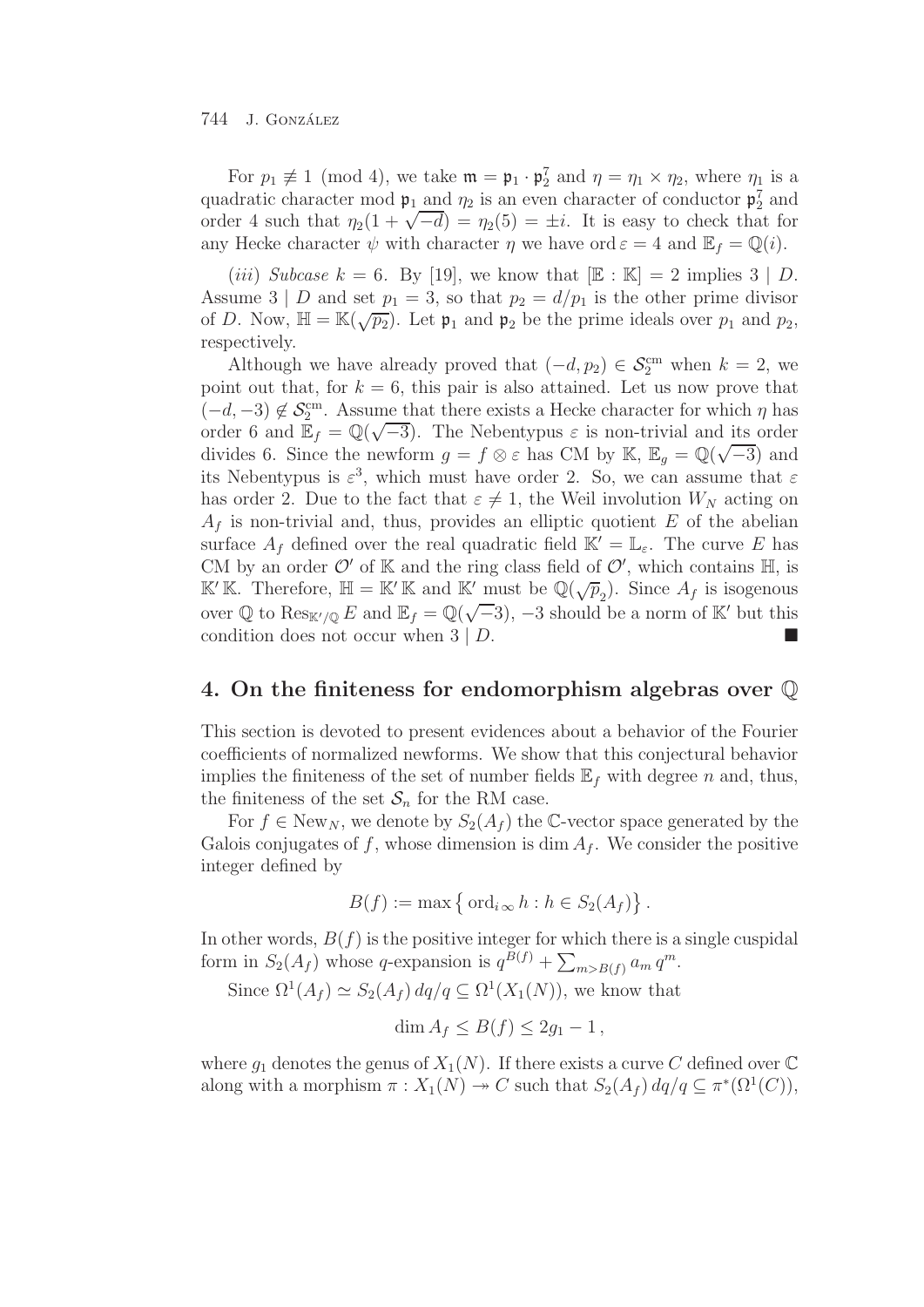For $p_1 \not\equiv 1 \pmod 4$, we take $\mathfrak{m} = \mathfrak{p}_1 \cdot \mathfrak{p}_2^7$ and $\eta = \eta_1 \times \eta_2$, where $\eta_1$ is a quadratic character mod $\mathfrak{p}_1$ and $\eta_2$ is an even character of conductor $\mathfrak{p}_2^7$ and order 4 such that $\eta_2(1+\sqrt{-d}) = \eta_2(5) = \pm i$. It is easy to check that for any Hecke character $\psi$ with character $\eta$ we have $\operatorname{ord} \varepsilon = 4$ and $\mathbb{E}_f = \mathbb{Q}(i)$.

(*iii*) *Subcase* $k = 6$. By [19], we know that $[\mathbb{E} : \mathbb{K}] = 2$ implies $3 \mid D$. Assume $3 \mid D$ and set $p_1 = 3$, so that $p_2 = d/p_1$ is the other prime divisor of $D$. Now, $\mathbb{H} = \mathbb{K}(\sqrt{p_2})$. Let $\mathfrak{p}_1$ and $\mathfrak{p}_2$ be the prime ideals over $p_1$ and $p_2$, respectively.

Although we have already proved that $(-d, p_2) \in \mathcal{S}_2^{\mathrm{cm}}$ when $k = 2$, we point out that, for $k = 6$, this pair is also attained. Let us now prove that $(-d, -3) \notin \mathcal{S}_2^{\mathrm{cm}}$. Assume that there exists a Hecke character for which $\eta$ has order 6 and $\mathbb{E}_f = \mathbb{Q}(\sqrt{-3})$. The Nebentypus $\varepsilon$ is non-trivial and its order divides 6. Since the newform $g = f \otimes \varepsilon$ has CM by $\mathbb{K}$, $\mathbb{E}_g = \mathbb{Q}(\sqrt{-3})$ and its Nebentypus is $\varepsilon^3$, which must have order 2. So, we can assume that $\varepsilon$ has order 2. Due to the fact that $\varepsilon \neq 1$, the Weil involution $W_N$ acting on $A_f$ is non-trivial and, thus, provides an elliptic quotient $E$ of the abelian surface $A_f$ defined over the real quadratic field $\mathbb{K}' = \mathbb{L}_\varepsilon$. The curve $E$ has CM by an order $\mathcal{O}'$ of $\mathbb{K}$ and the ring class field of $\mathcal{O}'$, which contains $\mathbb{H}$, is $\mathbb{K}'\mathbb{K}$. Therefore, $\mathbb{H} = \mathbb{K}'\mathbb{K}$ and $\mathbb{K}'$ must be $\mathbb{Q}(\sqrt{p_2})$. Since $A_f$ is isogenous over $\mathbb{Q}$ to $\operatorname{Res}_{\mathbb{K}'/\mathbb{Q}} E$ and $\mathbb{E}_f = \mathbb{Q}(\sqrt{-3})$, $-3$ should be a norm of $\mathbb{K}'$ but this condition does not occur when $3 \mid D$. ∎

## 4. On the finiteness for endomorphism algebras over $\mathbb{Q}$

This section is devoted to present evidences about a behavior of the Fourier coefficients of normalized newforms. We show that this conjectural behavior implies the finiteness of the set of number fields $\mathbb{E}_f$ with degree $n$ and, thus, the finiteness of the set $\mathcal{S}_n$ for the RM case.

For $f \in \mathrm{New}_N$, we denote by $S_2(A_f)$ the $\mathbb{C}$-vector space generated by the Galois conjugates of $f$, whose dimension is $\dim A_f$. We consider the positive integer defined by

$$B(f) := \max\left\{ \operatorname{ord}_{i\infty} h : h \in S_2(A_f) \right\}.$$

In other words, $B(f)$ is the positive integer for which there is a single cuspidal form in $S_2(A_f)$ whose $q$-expansion is $q^{B(f)} + \sum_{m > B(f)} a_m q^m$.

Since $\Omega^1(A_f) \simeq S_2(A_f)\, dq/q \subseteq \Omega^1(X_1(N))$, we know that

$$\dim A_f \le B(f) \le 2g_1 - 1\,,$$

where $g_1$ denotes the genus of $X_1(N)$. If there exists a curve $C$ defined over $\mathbb{C}$ along with a morphism $\pi : X_1(N) \twoheadrightarrow C$ such that $S_2(A_f)\, dq/q \subseteq \pi^*(\Omega^1(C))$,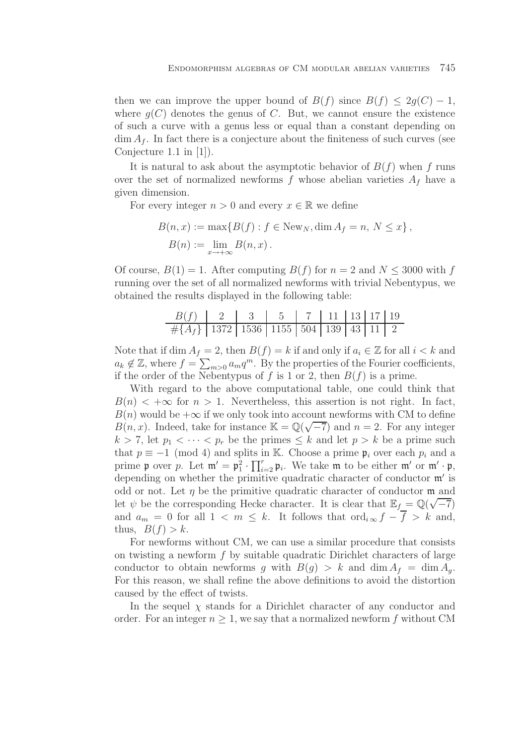then we can improve the upper bound of $B(f)$ since $B(f) \leq 2g(C) - 1$, where $g(C)$ denotes the genus of $C$. But, we cannot ensure the existence of such a curve with a genus less or equal than a constant depending on $\dim A_f$. In fact there is a conjecture about the finiteness of such curves (see Conjecture 1.1 in [1]).

It is natural to ask about the asymptotic behavior of $B(f)$ when $f$ runs over the set of normalized newforms $f$ whose abelian varieties $A_f$ have a given dimension.

For every integer $n > 0$ and every $x \in \mathbb{R}$ we define

$$B(n, x) := \max\{B(f) : f \in \mathrm{New}_N, \dim A_f = n,\ N \leq x\}\,,$$
$$B(n) := \lim_{x \to +\infty} B(n, x)\,.$$

Of course, $B(1) = 1$. After computing $B(f)$ for $n = 2$ and $N \leq 3000$ with $f$ running over the set of all normalized newforms with trivial Nebentypus, we obtained the results displayed in the following table:

| $B(f)$ | 2 | 3 | 5 | 7 | 11 | 13 | 17 | 19 |
|---|---|---|---|---|---|---|---|---|
| $\#\{A_f\}$ | 1372 | 1536 | 1155 | 504 | 139 | 43 | 11 | 2 |

Note that if $\dim A_f = 2$, then $B(f) = k$ if and only if $a_i \in \mathbb{Z}$ for all $i < k$ and $a_k \notin \mathbb{Z}$, where $f = \sum_{m>0} a_m q^m$. By the properties of the Fourier coefficients, if the order of the Nebentypus of $f$ is 1 or 2, then $B(f)$ is a prime.

With regard to the above computational table, one could think that $B(n) < +\infty$ for $n > 1$. Nevertheless, this assertion is not right. In fact, $B(n)$ would be $+\infty$ if we only took into account newforms with CM to define $B(n, x)$. Indeed, take for instance $\mathbb{K} = \mathbb{Q}(\sqrt{-7})$ and $n = 2$. For any integer $k > 7$, let $p_1 < \cdots < p_r$ be the primes $\leq k$ and let $p > k$ be a prime such that $p \equiv -1 \pmod 4$ and splits in $\mathbb{K}$. Choose a prime $\mathfrak{p}_i$ over each $p_i$ and a prime $\mathfrak{p}$ over $p$. Let $\mathfrak{m}' = \mathfrak{p}_1^2 \cdot \prod_{i=2}^r \mathfrak{p}_i$. We take $\mathfrak{m}$ to be either $\mathfrak{m}'$ or $\mathfrak{m}' \cdot \mathfrak{p}$, depending on whether the primitive quadratic character of conductor $\mathfrak{m}'$ is odd or not. Let $\eta$ be the primitive quadratic character of conductor $\mathfrak{m}$ and let $\psi$ be the corresponding Hecke character. It is clear that $\mathbb{E}_f = \mathbb{Q}(\sqrt{-7})$ and $a_m = 0$ for all $1 < m \leq k$. It follows that $\mathrm{ord}_{i\infty} f - \overline{f} > k$ and, thus, $B(f) > k$.

For newforms without CM, we can use a similar procedure that consists on twisting a newform $f$ by suitable quadratic Dirichlet characters of large conductor to obtain newforms $g$ with $B(g) > k$ and $\dim A_f = \dim A_g$. For this reason, we shall refine the above definitions to avoid the distortion caused by the effect of twists.

In the sequel $\chi$ stands for a Dirichlet character of any conductor and order. For an integer $n \geq 1$, we say that a normalized newform $f$ without CM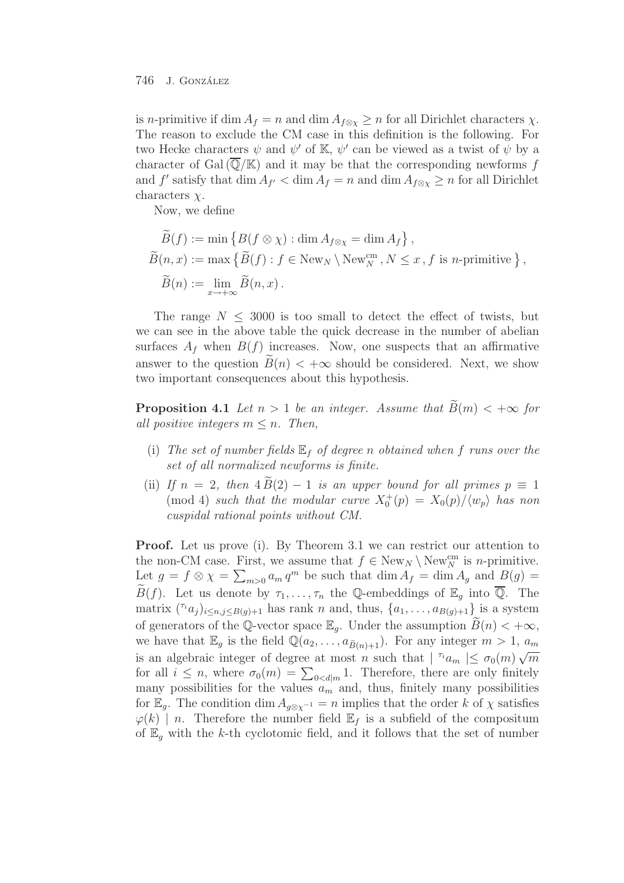is $n$-primitive if $\dim A_f = n$ and $\dim A_{f\otimes\chi} \geq n$ for all Dirichlet characters $\chi$. The reason to exclude the CM case in this definition is the following. For two Hecke characters $\psi$ and $\psi'$ of $\mathbb{K}$, $\psi'$ can be viewed as a twist of $\psi$ by a character of $\mathrm{Gal}(\overline{\mathbb{Q}}/\mathbb{K})$ and it may be that the corresponding newforms $f$ and $f'$ satisfy that $\dim A_{f'} < \dim A_f = n$ and $\dim A_{f\otimes\chi} \geq n$ for all Dirichlet characters $\chi$.

Now, we define

$$
\begin{aligned}
\widetilde{B}(f) &:= \min\left\{B(f\otimes\chi) : \dim A_{f\otimes\chi} = \dim A_f\right\},\\
\widetilde{B}(n,x) &:= \max\left\{\widetilde{B}(f) : f\in \mathrm{New}_N\setminus \mathrm{New}_N^{\mathrm{cm}}\,, N\leq x\,, f \text{ is } n\text{-primitive}\right\},\\
\widetilde{B}(n) &:= \lim_{x\to+\infty}\widetilde{B}(n,x)\,.
\end{aligned}
$$

The range $N \leq 3000$ is too small to detect the effect of twists, but we can see in the above table the quick decrease in the number of abelian surfaces $A_f$ when $B(f)$ increases. Now, one suspects that an affirmative answer to the question $\widetilde{B}(n) < +\infty$ should be considered. Next, we show two important consequences about this hypothesis.

**Proposition 4.1** *Let $n > 1$ be an integer. Assume that $\widetilde{B}(m) < +\infty$ for all positive integers $m \leq n$. Then,*

(i) *The set of number fields $\mathbb{E}_f$ of degree $n$ obtained when $f$ runs over the set of all normalized newforms is finite.*

(ii) *If $n = 2$, then $4\,\widetilde{B}(2) - 1$ is an upper bound for all primes $p \equiv 1 \pmod 4$ such that the modular curve $X_0^+(p) = X_0(p)/\langle w_p\rangle$ has non cuspidal rational points without CM.*

**Proof.** Let us prove (i). By Theorem 3.1 we can restrict our attention to the non-CM case. First, we assume that $f \in \mathrm{New}_N\setminus\mathrm{New}_N^{\mathrm{cm}}$ is $n$-primitive. Let $g = f\otimes\chi = \sum_{m>0} a_m\, q^m$ be such that $\dim A_f = \dim A_g$ and $B(g) = \widetilde{B}(f)$. Let us denote by $\tau_1,\ldots,\tau_n$ the $\mathbb{Q}$-embeddings of $\mathbb{E}_g$ into $\overline{\mathbb{Q}}$. The matrix $({}^{\tau_i}a_j)_{i\leq n, j\leq B(g)+1}$ has rank $n$ and, thus, $\{a_1,\ldots,a_{B(g)+1}\}$ is a system of generators of the $\mathbb{Q}$-vector space $\mathbb{E}_g$. Under the assumption $\widetilde{B}(n) < +\infty$, we have that $\mathbb{E}_g$ is the field $\mathbb{Q}(a_2,\ldots,a_{\widetilde{B}(n)+1})$. For any integer $m > 1$, $a_m$ is an algebraic integer of degree at most $n$ such that $\mid {}^{\tau_i}a_m \mid \leq \sigma_0(m)\sqrt{m}$ for all $i \leq n$, where $\sigma_0(m) = \sum_{0<d|m} 1$. Therefore, there are only finitely many possibilities for the values $a_m$ and, thus, finitely many possibilities for $\mathbb{E}_g$. The condition $\dim A_{g\otimes\chi^{-1}} = n$ implies that the order $k$ of $\chi$ satisfies $\varphi(k) \mid n$. Therefore the number field $\mathbb{E}_f$ is a subfield of the compositum of $\mathbb{E}_g$ with the $k$-th cyclotomic field, and it follows that the set of number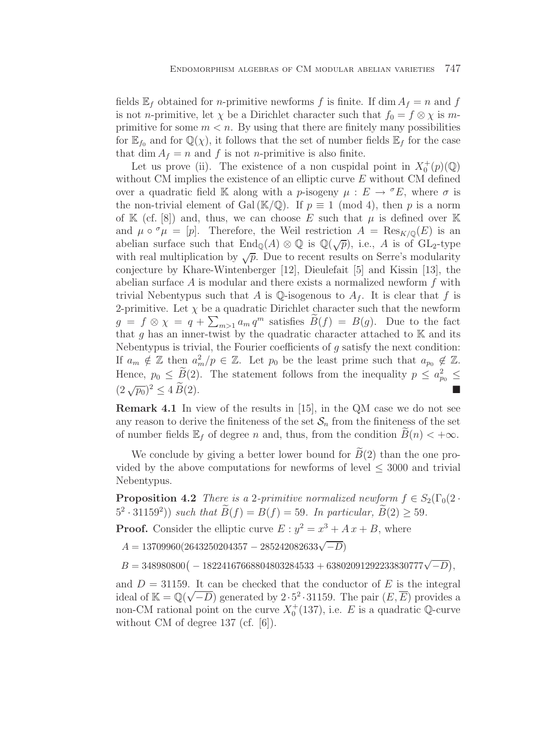fields $\mathbb{E}_f$ obtained for $n$-primitive newforms $f$ is finite. If $\dim A_f = n$ and $f$ is not $n$-primitive, let $\chi$ be a Dirichlet character such that $f_0 = f \otimes \chi$ is $m$-primitive for some $m < n$. By using that there are finitely many possibilities for $\mathbb{E}_{f_0}$ and for $\mathbb{Q}(\chi)$, it follows that the set of number fields $\mathbb{E}_f$ for the case that $\dim A_f = n$ and $f$ is not $n$-primitive is also finite.

Let us prove (ii). The existence of a non cuspidal point in $X_0^+(p)(\mathbb{Q})$ without CM implies the existence of an elliptic curve $E$ without CM defined over a quadratic field $\mathbb{K}$ along with a $p$-isogeny $\mu : E \to {}^\sigma E$, where $\sigma$ is the non-trivial element of $\mathrm{Gal}(\mathbb{K}/\mathbb{Q})$. If $p \equiv 1 \pmod 4$, then $p$ is a norm of $\mathbb{K}$ (cf. [8]) and, thus, we can choose $E$ such that $\mu$ is defined over $\mathbb{K}$ and $\mu \circ {}^\sigma\mu = [p]$. Therefore, the Weil restriction $A = \mathrm{Res}_{K/\mathbb{Q}}(E)$ is an abelian surface such that $\mathrm{End}_{\mathbb{Q}}(A) \otimes \mathbb{Q}$ is $\mathbb{Q}(\sqrt{p})$, i.e., $A$ is of $\mathrm{GL}_2$-type with real multiplication by $\sqrt{p}$. Due to recent results on Serre's modularity conjecture by Khare-Wintenberger [12], Dieulefait [5] and Kissin [13], the abelian surface $A$ is modular and there exists a normalized newform $f$ with trivial Nebentypus such that $A$ is $\mathbb{Q}$-isogenous to $A_f$. It is clear that $f$ is 2-primitive. Let $\chi$ be a quadratic Dirichlet character such that the newform $g = f \otimes \chi = q + \sum_{m>1} a_m q^m$ satisfies $\widetilde{B}(f) = B(g)$. Due to the fact that $g$ has an inner-twist by the quadratic character attached to $\mathbb{K}$ and its Nebentypus is trivial, the Fourier coefficients of $g$ satisfy the next condition: If $a_m \notin \mathbb{Z}$ then $a_m^2/p \in \mathbb{Z}$. Let $p_0$ be the least prime such that $a_{p_0} \notin \mathbb{Z}$. Hence, $p_0 \leq \widetilde{B}(2)$. The statement follows from the inequality $p \leq a_{p_0}^2 \leq (2\sqrt{p_0})^2 \leq 4\,\widetilde{B}(2)$. ■

**Remark 4.1** In view of the results in [15], in the QM case we do not see any reason to derive the finiteness of the set $\mathcal{S}_n$ from the finiteness of the set of number fields $\mathbb{E}_f$ of degree $n$ and, thus, from the condition $\widetilde{B}(n) < +\infty$.

We conclude by giving a better lower bound for $\widetilde{B}(2)$ than the one provided by the above computations for newforms of level $\leq 3000$ and trivial Nebentypus.

**Proposition 4.2** *There is a 2-primitive normalized newform $f \in S_2(\Gamma_0(2 \cdot 5^2 \cdot 31159^2))$ such that $\widetilde{B}(f) = B(f) = 59$. In particular, $\widetilde{B}(2) \geq 59$.*

**Proof.** Consider the elliptic curve $E : y^2 = x^3 + A\,x + B$, where

$$A = 13709960(2643250204357 - 285242082633\sqrt{-D})$$

$$B = 348980800\big(-18224167668804803284533 + 63802091292233830777\sqrt{-D}\big),$$

and $D = 31159$. It can be checked that the conductor of $E$ is the integral ideal of $\mathbb{K} = \mathbb{Q}(\sqrt{-D})$ generated by $2 \cdot 5^2 \cdot 31159$. The pair $(E, \overline{E})$ provides a non-CM rational point on the curve $X_0^+(137)$, i.e. $E$ is a quadratic $\mathbb{Q}$-curve without CM of degree 137 (cf. [6]).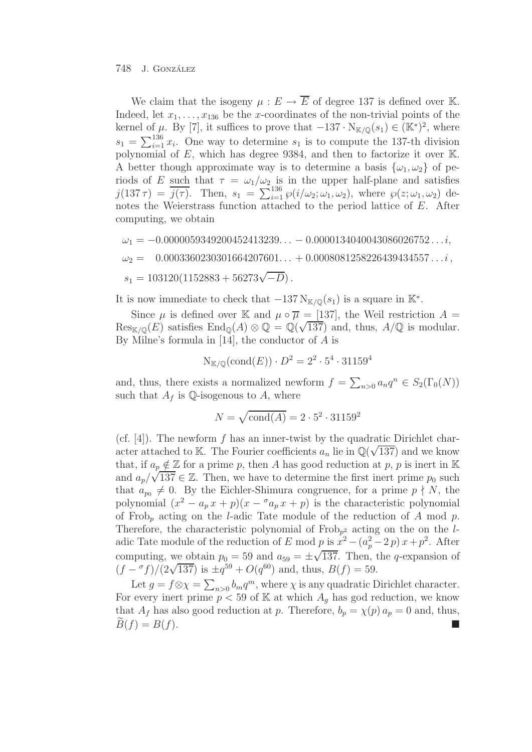We claim that the isogeny $\mu : E \to \overline{E}$ of degree 137 is defined over $\mathbb{K}$. Indeed, let $x_1, \ldots, x_{136}$ be the $x$-coordinates of the non-trivial points of the kernel of $\mu$. By [7], it suffices to prove that $-137 \cdot \mathrm{N}_{\mathbb{K}/\mathbb{Q}}(s_1) \in (\mathbb{K}^*)^2$, where $s_1 = \sum_{i=1}^{136} x_i$. One way to determine $s_1$ is to compute the 137-th division polynomial of $E$, which has degree 9384, and then to factorize it over $\mathbb{K}$. A better though approximate way is to determine a basis $\{\omega_1, \omega_2\}$ of periods of $E$ such that $\tau = \omega_1/\omega_2$ is in the upper half-plane and satisfies $j(137\,\tau) = \overline{j(\tau)}$. Then, $s_1 = \sum_{i=1}^{136} \wp(i/\omega_2; \omega_1, \omega_2)$, where $\wp(z; \omega_1, \omega_2)$ denotes the Weierstrass function attached to the period lattice of $E$. After computing, we obtain

$$
\begin{aligned}
\omega_1 &= -0.0000059349200452413239\ldots - 0.0000134040043086026752\ldots i, \\
\omega_2 &= \phantom{-}0.0003360230301664207601\ldots + 0.0008081258226439434557\ldots i\,, \\
s_1 &= 103120(1152883 + 56273\sqrt{-D})\,.
\end{aligned}
$$

It is now immediate to check that $-137\,\mathrm{N}_{\mathbb{K}/\mathbb{Q}}(s_1)$ is a square in $\mathbb{K}^*$.

Since $\mu$ is defined over $\mathbb{K}$ and $\mu \circ \overline{\mu} = [137]$, the Weil restriction $A = \mathrm{Res}_{\mathbb{K}/\mathbb{Q}}(E)$ satisfies $\mathrm{End}_{\mathbb{Q}}(A) \otimes \mathbb{Q} = \mathbb{Q}(\sqrt{137})$ and, thus, $A/\mathbb{Q}$ is modular. By Milne's formula in [14], the conductor of $A$ is

$$
\mathrm{N}_{\mathbb{K}/\mathbb{Q}}(\mathrm{cond}(E)) \cdot D^2 = 2^2 \cdot 5^4 \cdot 31159^4
$$

and, thus, there exists a normalized newform $f = \sum_{n>0} a_n q^n \in S_2(\Gamma_0(N))$ such that $A_f$ is $\mathbb{Q}$-isogenous to $A$, where

$$
N = \sqrt{\mathrm{cond}(A)} = 2 \cdot 5^2 \cdot 31159^2
$$

(cf. [4]). The newform $f$ has an inner-twist by the quadratic Dirichlet character attached to $\mathbb{K}$. The Fourier coefficients $a_n$ lie in $\mathbb{Q}(\sqrt{137})$ and we know that, if $a_p \notin \mathbb{Z}$ for a prime $p$, then $A$ has good reduction at $p$, $p$ is inert in $\mathbb{K}$ and $a_p/\sqrt{137} \in \mathbb{Z}$. Then, we have to determine the first inert prime $p_0$ such that $a_{p_0} \neq 0$. By the Eichler-Shimura congruence, for a prime $p \nmid N$, the polynomial $(x^2 - a_p\,x + p)(x - {}^{\sigma}a_p\,x + p)$ is the characteristic polynomial of $\mathrm{Frob}_p$ acting on the $l$-adic Tate module of the reduction of $A$ mod $p$. Therefore, the characteristic polynomial of $\mathrm{Frob}_{p^2}$ acting on the on the $l$-adic Tate module of the reduction of $E$ mod $p$ is $x^2 - (a_p^2 - 2\,p)\,x + p^2$. After computing, we obtain $p_0 = 59$ and $a_{59} = \pm\sqrt{137}$. Then, the $q$-expansion of $(f - {}^{\sigma}f)/(2\sqrt{137})$ is $\pm q^{59} + O(q^{60})$ and, thus, $B(f) = 59$.

Let $g = f \otimes \chi = \sum_{n>0} b_m q^m$, where $\chi$ is any quadratic Dirichlet character. For every inert prime $p < 59$ of $\mathbb{K}$ at which $A_g$ has god reduction, we know that $A_f$ has also good reduction at $p$. Therefore, $b_p = \chi(p)\,a_p = 0$ and, thus, $\widetilde{B}(f) = B(f)$. ∎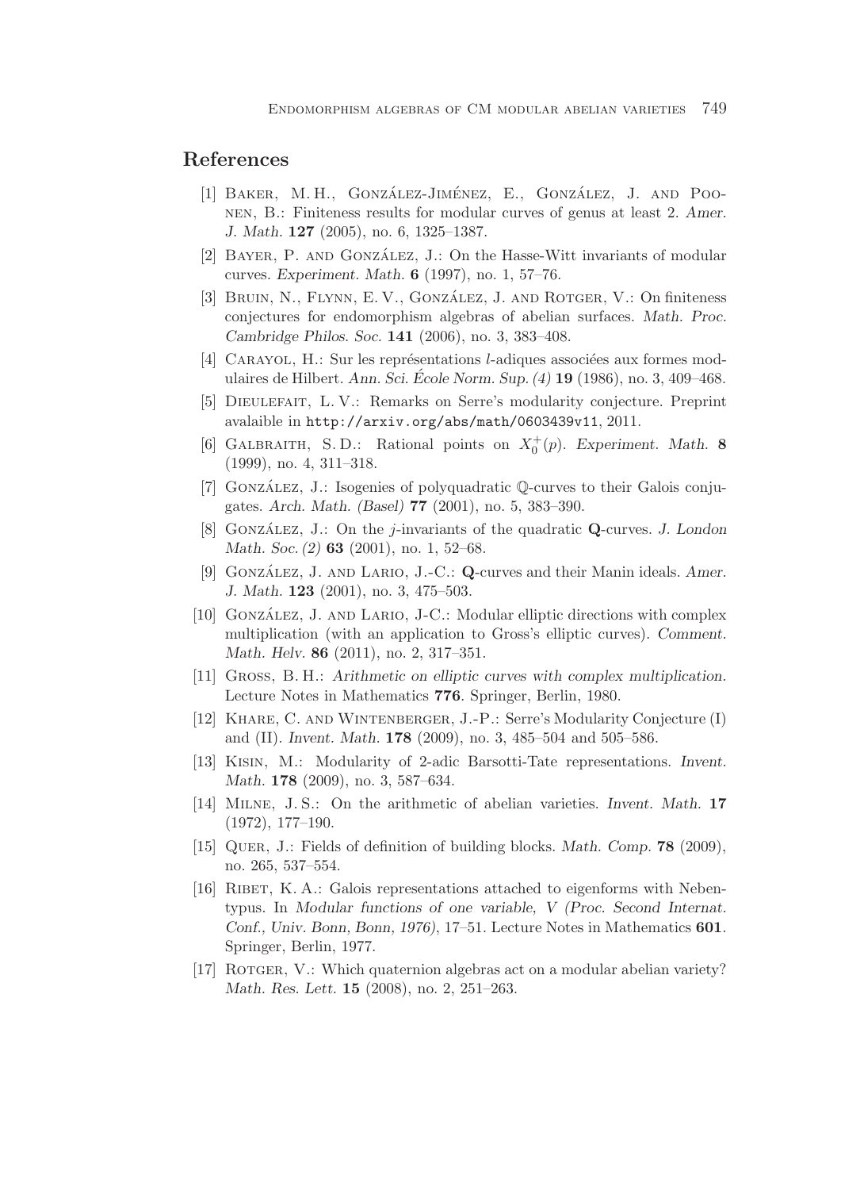## References

[1] Baker, M. H., González-Jiménez, E., González, J. and Poonen, B.: Finiteness results for modular curves of genus at least 2. *Amer. J. Math.* **127** (2005), no. 6, 1325–1387.

[2] Bayer, P. and González, J.: On the Hasse-Witt invariants of modular curves. *Experiment. Math.* **6** (1997), no. 1, 57–76.

[3] Bruin, N., Flynn, E. V., González, J. and Rotger, V.: On finiteness conjectures for endomorphism algebras of abelian surfaces. *Math. Proc. Cambridge Philos. Soc.* **141** (2006), no. 3, 383–408.

[4] Carayol, H.: Sur les représentations $l$-adiques associées aux formes modulaires de Hilbert. *Ann. Sci. École Norm. Sup. (4)* **19** (1986), no. 3, 409–468.

[5] Dieulefait, L. V.: Remarks on Serre's modularity conjecture. Preprint avalaible in `http://arxiv.org/abs/math/0603439v11`, 2011.

[6] Galbraith, S. D.: Rational points on $X_0^+(p)$. *Experiment. Math.* **8** (1999), no. 4, 311–318.

[7] González, J.: Isogenies of polyquadratic $\mathbb{Q}$-curves to their Galois conjugates. *Arch. Math. (Basel)* **77** (2001), no. 5, 383–390.

[8] González, J.: On the $j$-invariants of the quadratic $\mathbf{Q}$-curves. *J. London Math. Soc. (2)* **63** (2001), no. 1, 52–68.

[9] González, J. and Lario, J.-C.: $\mathbf{Q}$-curves and their Manin ideals. *Amer. J. Math.* **123** (2001), no. 3, 475–503.

[10] González, J. and Lario, J-C.: Modular elliptic directions with complex multiplication (with an application to Gross's elliptic curves). *Comment. Math. Helv.* **86** (2011), no. 2, 317–351.

[11] Gross, B. H.: *Arithmetic on elliptic curves with complex multiplication.* Lecture Notes in Mathematics **776**. Springer, Berlin, 1980.

[12] Khare, C. and Wintenberger, J.-P.: Serre's Modularity Conjecture (I) and (II). *Invent. Math.* **178** (2009), no. 3, 485–504 and 505–586.

[13] Kisin, M.: Modularity of 2-adic Barsotti-Tate representations. *Invent. Math.* **178** (2009), no. 3, 587–634.

[14] Milne, J. S.: On the arithmetic of abelian varieties. *Invent. Math.* **17** (1972), 177–190.

[15] Quer, J.: Fields of definition of building blocks. *Math. Comp.* **78** (2009), no. 265, 537–554.

[16] Ribet, K. A.: Galois representations attached to eigenforms with Nebentypus. In *Modular functions of one variable, V (Proc. Second Internat. Conf., Univ. Bonn, Bonn, 1976)*, 17–51. Lecture Notes in Mathematics **601**. Springer, Berlin, 1977.

[17] Rotger, V.: Which quaternion algebras act on a modular abelian variety? *Math. Res. Lett.* **15** (2008), no. 2, 251–263.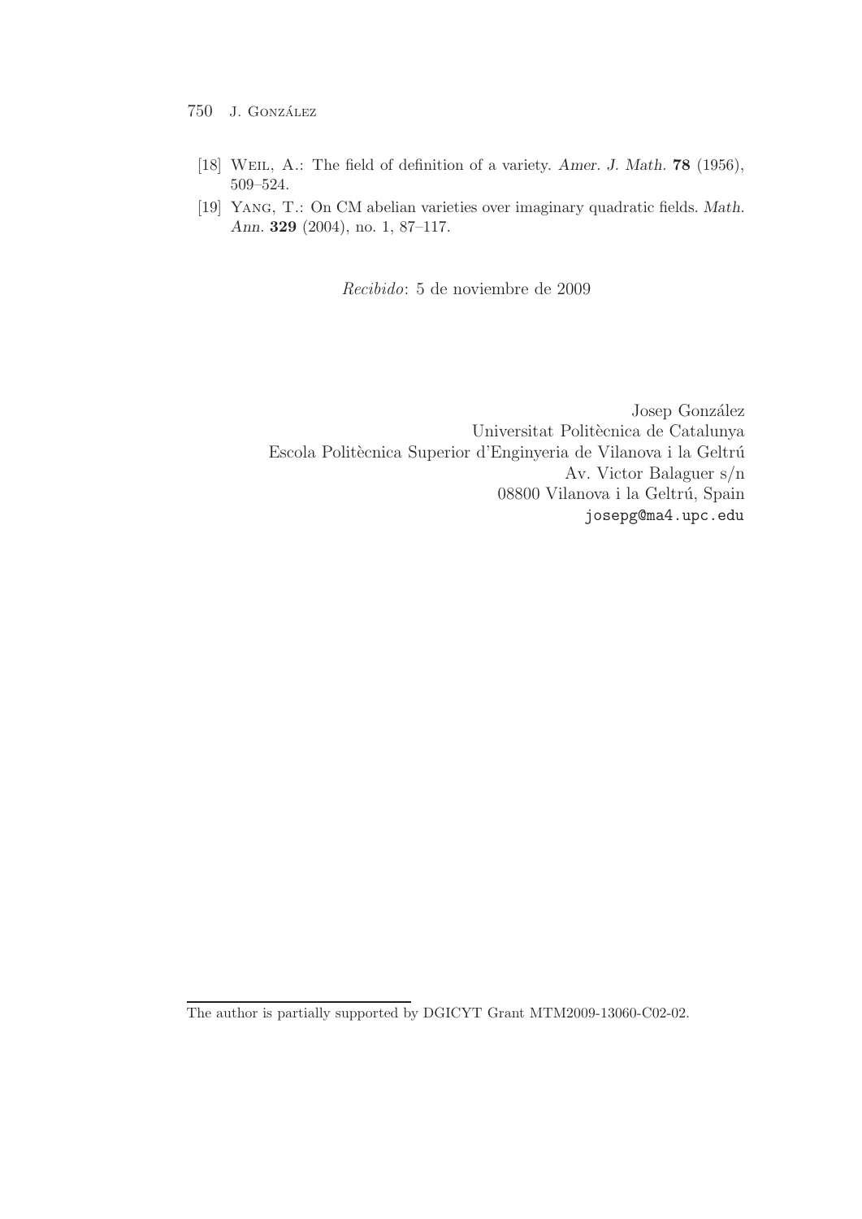[18] Weil, A.: The field of definition of a variety. *Amer. J. Math.* **78** (1956), 509–524.

[19] Yang, T.: On CM abelian varieties over imaginary quadratic fields. *Math. Ann.* **329** (2004), no. 1, 87–117.

*Recibido*: 5 de noviembre de 2009

Josep González
Universitat Politècnica de Catalunya
Escola Politècnica Superior d'Enginyeria de Vilanova i la Geltrú
Av. Victor Balaguer s/n
08800 Vilanova i la Geltrú, Spain
josepg@ma4.upc.edu

The author is partially supported by DGICYT Grant MTM2009-13060-C02-02.